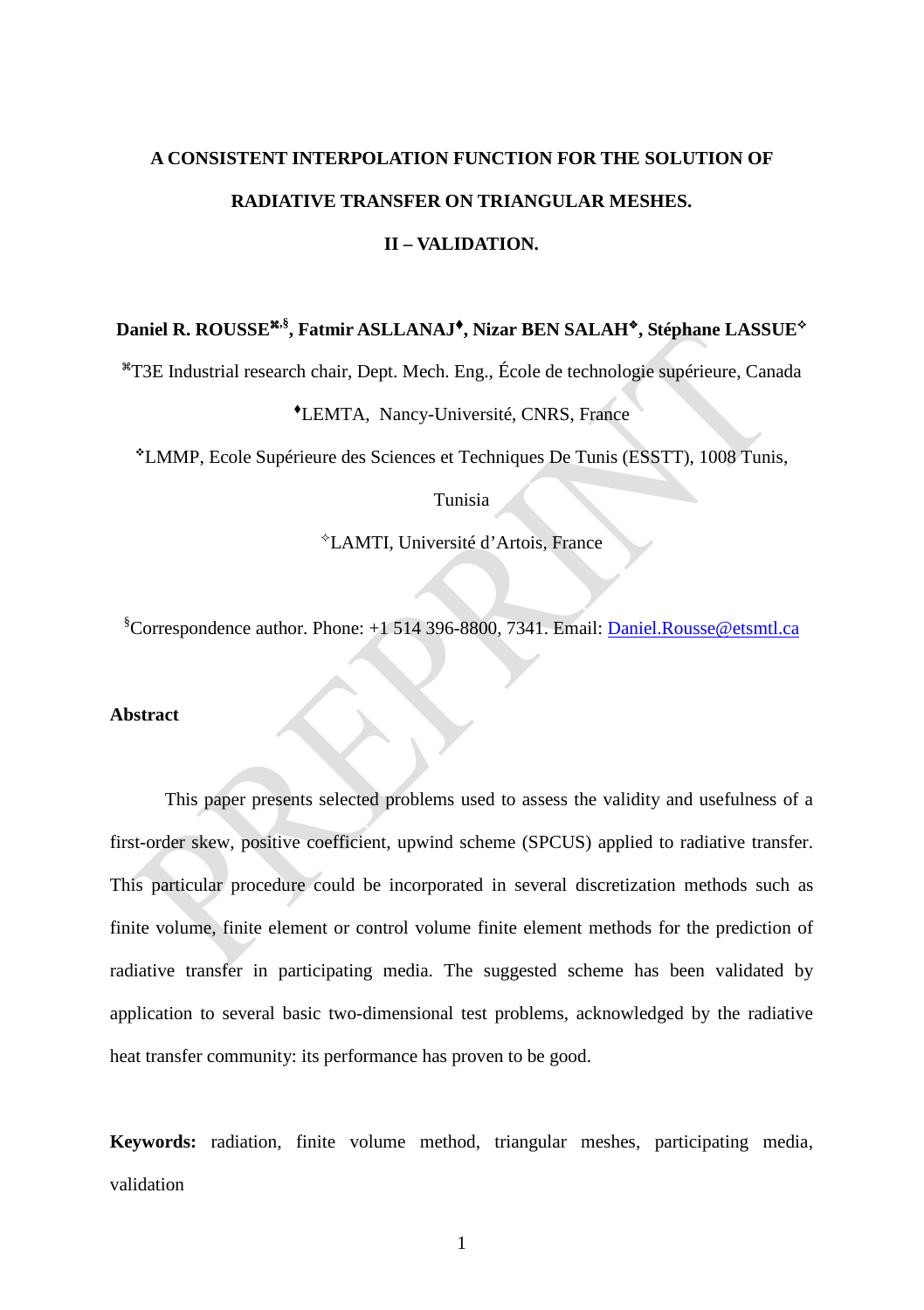# A CONSISTENT INTERPOLATION FUNCTION FOR THE SOLUTION OF RADIATIVE TRANSFER ON TRIANGULAR MESHES.

# II – VALIDATION.

**Daniel R. ROUSSE[⌘,§], Fatmir ASLLANAJ[♦], Nizar BEN SALAH[❖], Stéphane LASSUE[✧]**

[⌘]T3E Industrial research chair, Dept. Mech. Eng., École de technologie supérieure, Canada

[♦]LEMTA, Nancy-Université, CNRS, France

[❖]LMMP, Ecole Supérieure des Sciences et Techniques De Tunis (ESSTT), 1008 Tunis, Tunisia

[✧]LAMTI, Université d'Artois, France

[§]Correspondence author. Phone: +1 514 396-8800, 7341. Email: Daniel.Rousse@etsmtl.ca

## Abstract

This paper presents selected problems used to assess the validity and usefulness of a first-order skew, positive coefficient, upwind scheme (SPCUS) applied to radiative transfer. This particular procedure could be incorporated in several discretization methods such as finite volume, finite element or control volume finite element methods for the prediction of radiative transfer in participating media. The suggested scheme has been validated by application to several basic two-dimensional test problems, acknowledged by the radiative heat transfer community: its performance has proven to be good.

**Keywords:** radiation, finite volume method, triangular meshes, participating media, validation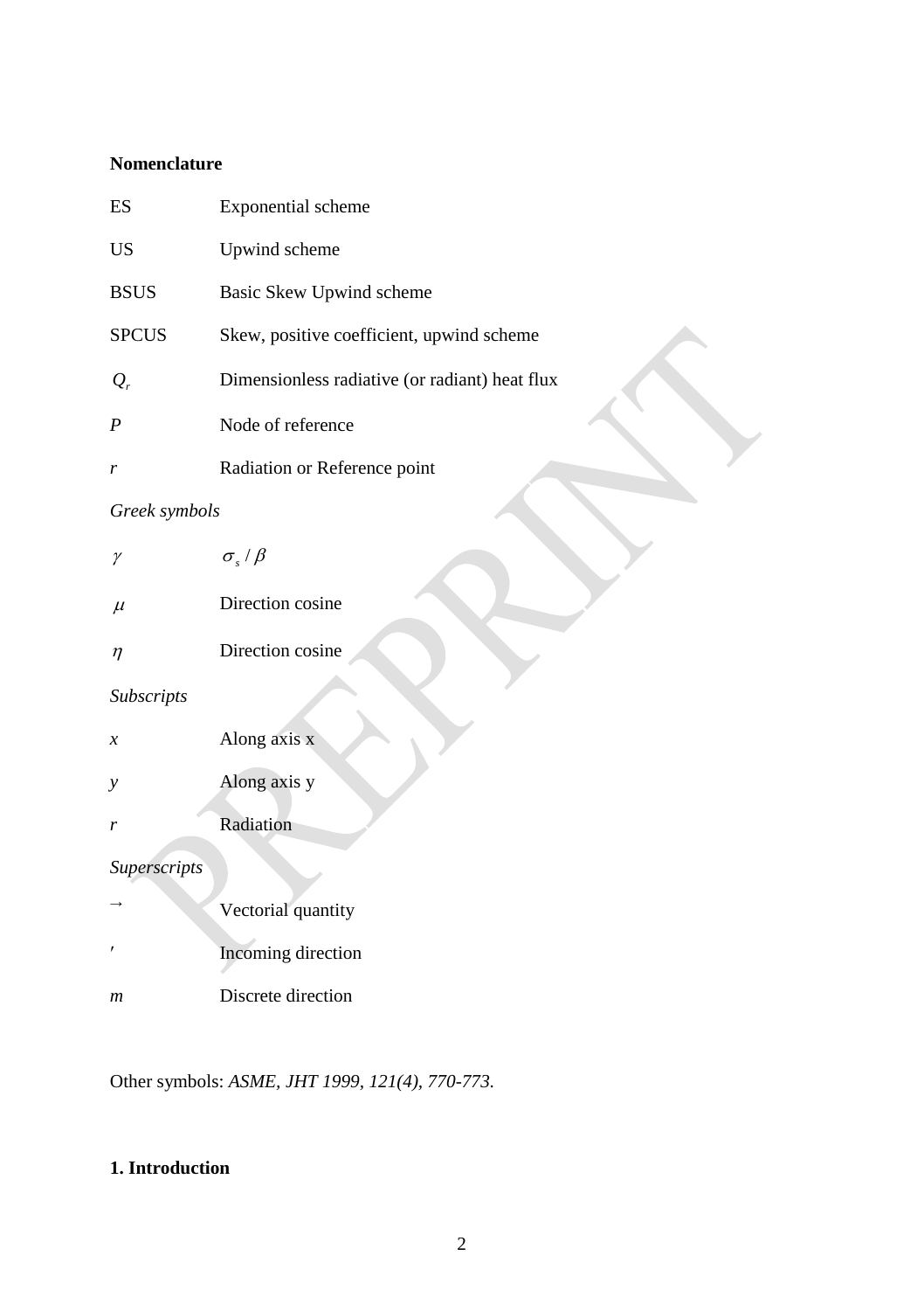**Nomenclature**

| | |
|---|---|
| ES | Exponential scheme |
| US | Upwind scheme |
| BSUS | Basic Skew Upwind scheme |
| SPCUS | Skew, positive coefficient, upwind scheme |
| $Q_r$ | Dimensionless radiative (or radiant) heat flux |
| $P$ | Node of reference |
| $r$ | Radiation or Reference point |

*Greek symbols*

| | |
|---|---|
| $\gamma$ | $\sigma_s / \beta$ |
| $\mu$ | Direction cosine |
| $\eta$ | Direction cosine |

*Subscripts*

| | |
|---|---|
| $x$ | Along axis x |
| $y$ | Along axis y |
| $r$ | Radiation |

*Superscripts*

| | |
|---|---|
| $\rightarrow$ | Vectorial quantity |
| $'$ | Incoming direction |
| $m$ | Discrete direction |

Other symbols: *ASME, JHT 1999, 121(4), 770-773.*

**1. Introduction**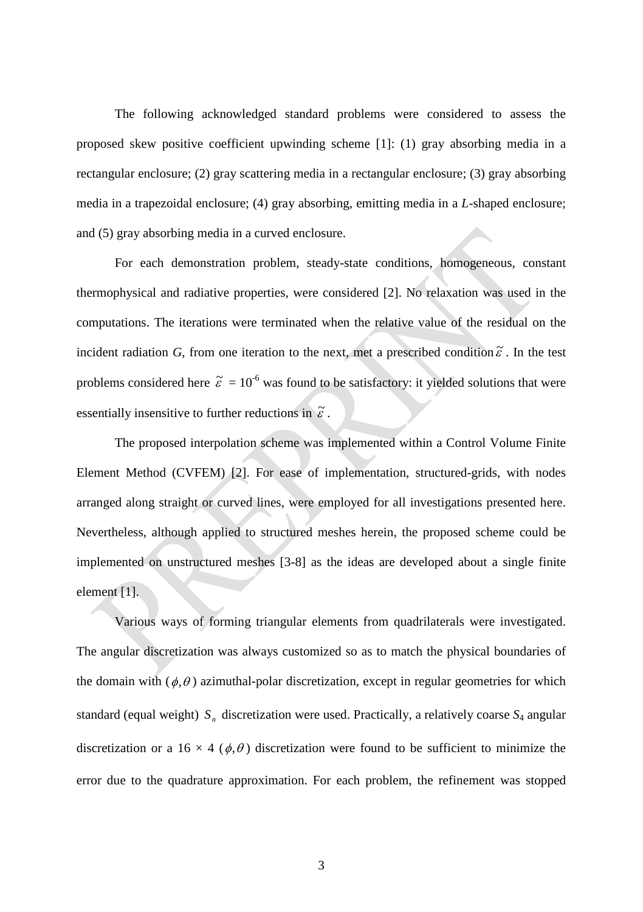The following acknowledged standard problems were considered to assess the proposed skew positive coefficient upwinding scheme [1]: (1) gray absorbing media in a rectangular enclosure; (2) gray scattering media in a rectangular enclosure; (3) gray absorbing media in a trapezoidal enclosure; (4) gray absorbing, emitting media in a *L*-shaped enclosure; and (5) gray absorbing media in a curved enclosure.

For each demonstration problem, steady-state conditions, homogeneous, constant thermophysical and radiative properties, were considered [2]. No relaxation was used in the computations. The iterations were terminated when the relative value of the residual on the incident radiation *G*, from one iteration to the next, met a prescribed condition $\tilde{\varepsilon}$. In the test problems considered here $\tilde{\varepsilon} = 10^{-6}$ was found to be satisfactory: it yielded solutions that were essentially insensitive to further reductions in $\tilde{\varepsilon}$.

The proposed interpolation scheme was implemented within a Control Volume Finite Element Method (CVFEM) [2]. For ease of implementation, structured-grids, with nodes arranged along straight or curved lines, were employed for all investigations presented here. Nevertheless, although applied to structured meshes herein, the proposed scheme could be implemented on unstructured meshes [3-8] as the ideas are developed about a single finite element [1].

Various ways of forming triangular elements from quadrilaterals were investigated. The angular discretization was always customized so as to match the physical boundaries of the domain with $(\phi, \theta)$ azimuthal-polar discretization, except in regular geometries for which standard (equal weight) $S_n$ discretization were used. Practically, a relatively coarse $S_4$ angular discretization or a $16 \times 4$ $(\phi, \theta)$ discretization were found to be sufficient to minimize the error due to the quadrature approximation. For each problem, the refinement was stopped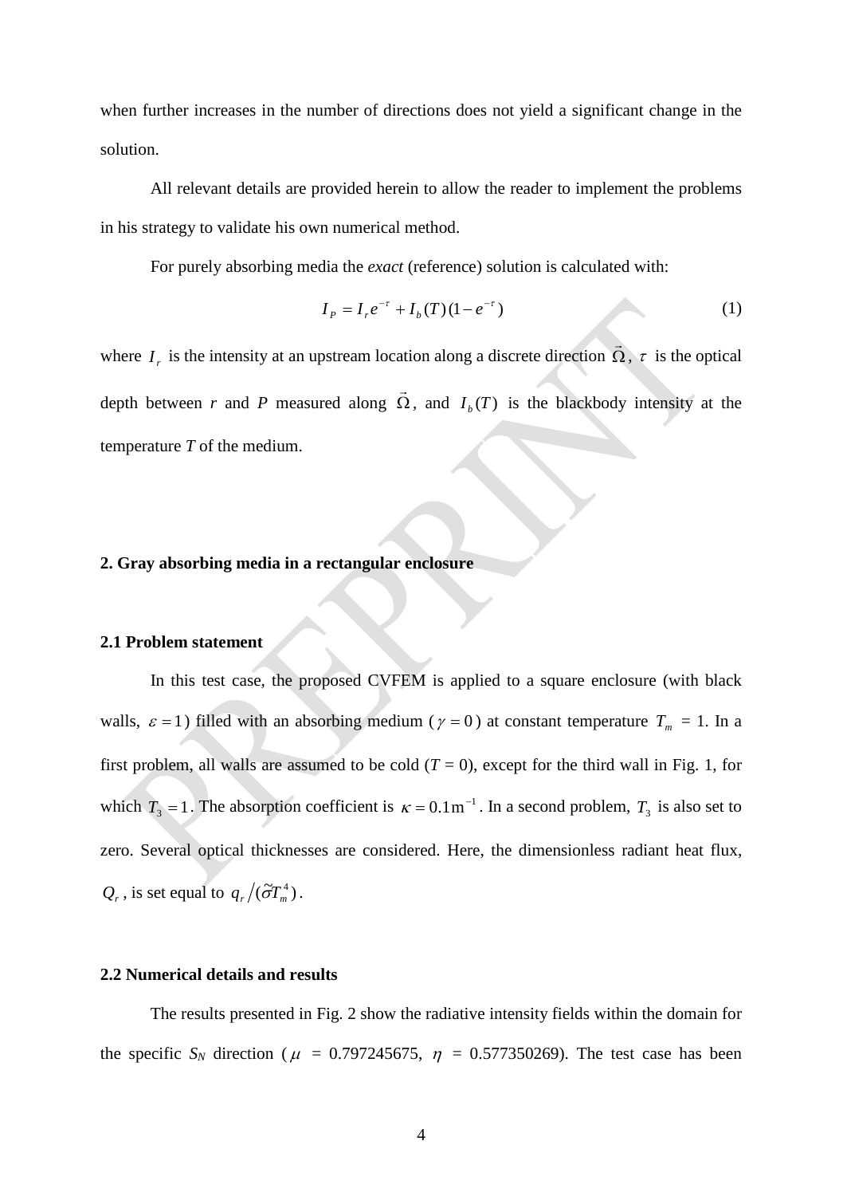when further increases in the number of directions does not yield a significant change in the solution.

All relevant details are provided herein to allow the reader to implement the problems in his strategy to validate his own numerical method.

For purely absorbing media the *exact* (reference) solution is calculated with:

$$I_P = I_r e^{-\tau} + I_b(T)(1 - e^{-\tau}) \tag{1}$$

where $I_r$ is the intensity at an upstream location along a discrete direction $\vec{\Omega}$, $\tau$ is the optical depth between *r* and *P* measured along $\vec{\Omega}$, and $I_b(T)$ is the blackbody intensity at the temperature *T* of the medium.

## 2. Gray absorbing media in a rectangular enclosure

### 2.1 Problem statement

In this test case, the proposed CVFEM is applied to a square enclosure (with black walls, $\varepsilon = 1$) filled with an absorbing medium ($\gamma = 0$) at constant temperature $T_m$ = 1. In a first problem, all walls are assumed to be cold ($T$ = 0), except for the third wall in Fig. 1, for which $T_3 = 1$. The absorption coefficient is $\kappa = 0.1\,\text{m}^{-1}$. In a second problem, $T_3$ is also set to zero. Several optical thicknesses are considered. Here, the dimensionless radiant heat flux, $Q_r$, is set equal to $q_r / (\tilde{\sigma} T_m^4)$.

### 2.2 Numerical details and results

The results presented in Fig. 2 show the radiative intensity fields within the domain for the specific $S_N$ direction ($\mu$ = 0.797245675, $\eta$ = 0.577350269). The test case has been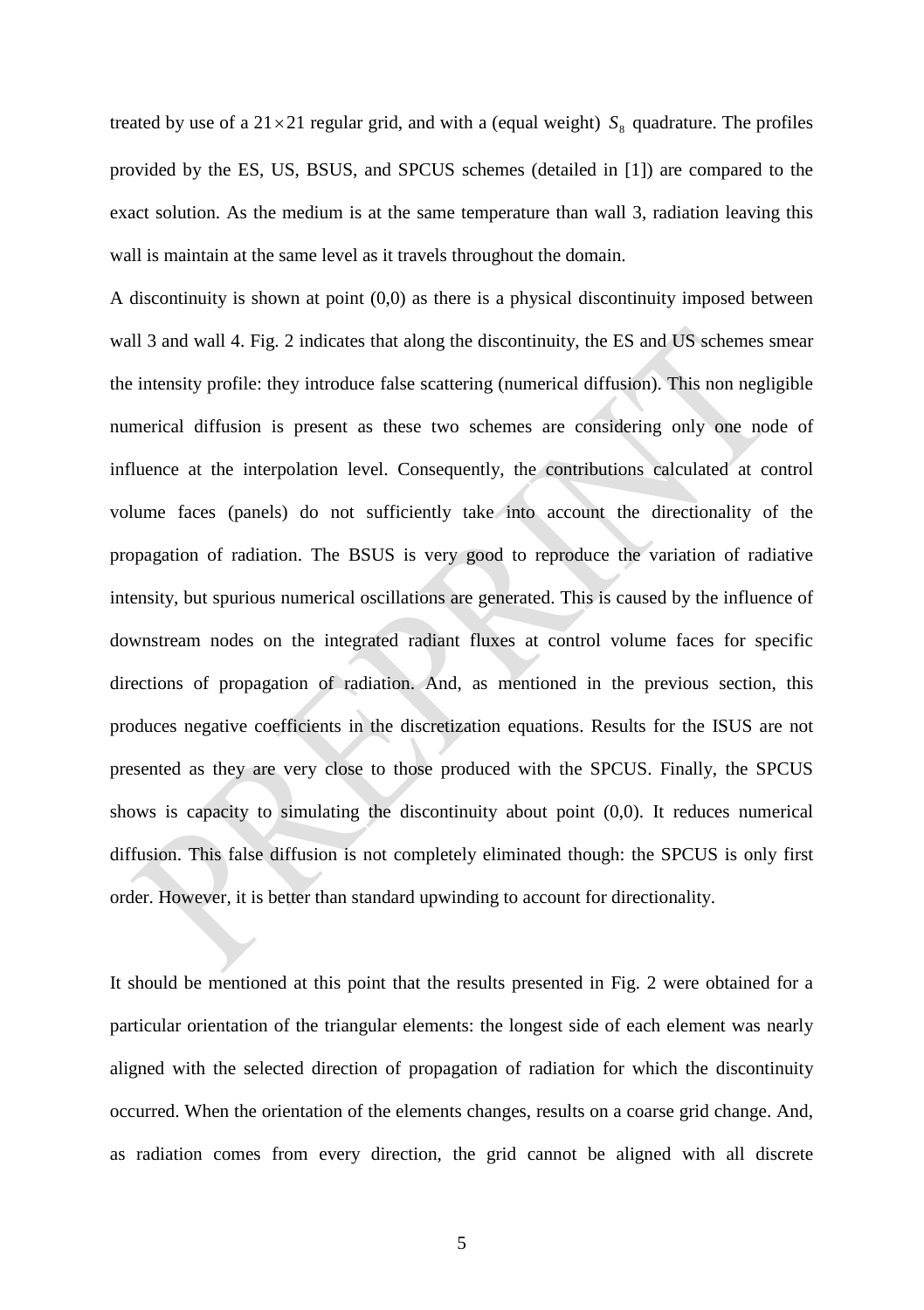treated by use of a $21 \times 21$ regular grid, and with a (equal weight) $S_8$ quadrature. The profiles provided by the ES, US, BSUS, and SPCUS schemes (detailed in [1]) are compared to the exact solution. As the medium is at the same temperature than wall 3, radiation leaving this wall is maintain at the same level as it travels throughout the domain.

A discontinuity is shown at point (0,0) as there is a physical discontinuity imposed between wall 3 and wall 4. Fig. 2 indicates that along the discontinuity, the ES and US schemes smear the intensity profile: they introduce false scattering (numerical diffusion). This non negligible numerical diffusion is present as these two schemes are considering only one node of influence at the interpolation level. Consequently, the contributions calculated at control volume faces (panels) do not sufficiently take into account the directionality of the propagation of radiation. The BSUS is very good to reproduce the variation of radiative intensity, but spurious numerical oscillations are generated. This is caused by the influence of downstream nodes on the integrated radiant fluxes at control volume faces for specific directions of propagation of radiation. And, as mentioned in the previous section, this produces negative coefficients in the discretization equations. Results for the ISUS are not presented as they are very close to those produced with the SPCUS. Finally, the SPCUS shows is capacity to simulating the discontinuity about point (0,0). It reduces numerical diffusion. This false diffusion is not completely eliminated though: the SPCUS is only first order. However, it is better than standard upwinding to account for directionality.

It should be mentioned at this point that the results presented in Fig. 2 were obtained for a particular orientation of the triangular elements: the longest side of each element was nearly aligned with the selected direction of propagation of radiation for which the discontinuity occurred. When the orientation of the elements changes, results on a coarse grid change. And, as radiation comes from every direction, the grid cannot be aligned with all discrete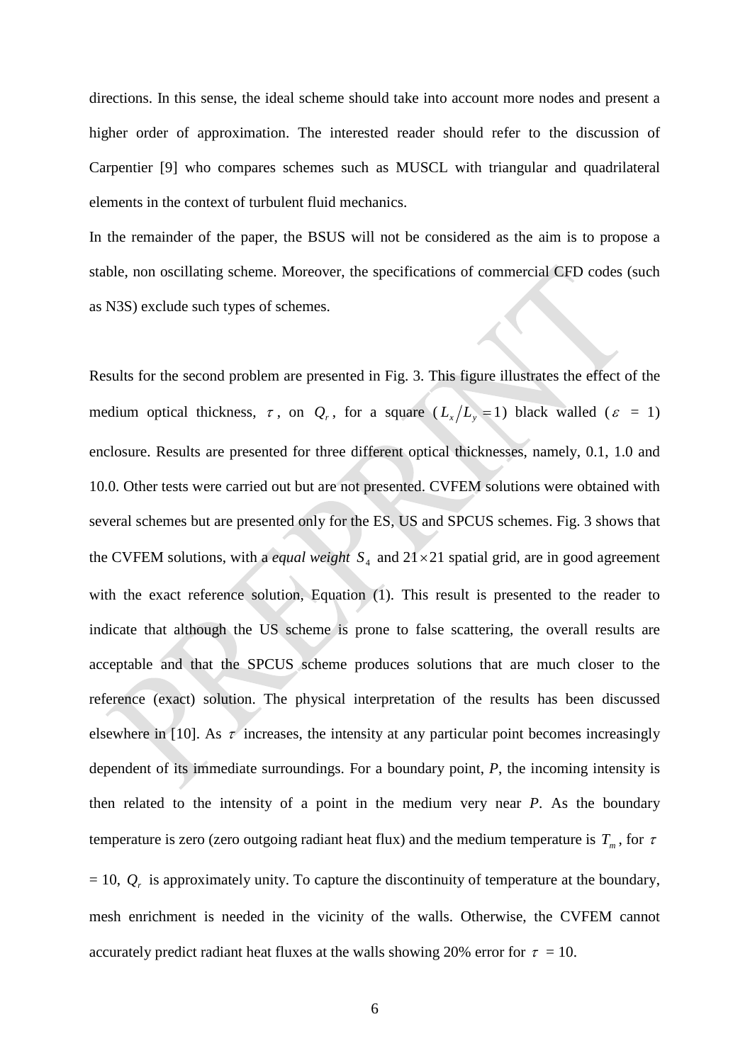directions. In this sense, the ideal scheme should take into account more nodes and present a higher order of approximation. The interested reader should refer to the discussion of Carpentier [9] who compares schemes such as MUSCL with triangular and quadrilateral elements in the context of turbulent fluid mechanics.

In the remainder of the paper, the BSUS will not be considered as the aim is to propose a stable, non oscillating scheme. Moreover, the specifications of commercial CFD codes (such as N3S) exclude such types of schemes.

Results for the second problem are presented in Fig. 3. This figure illustrates the effect of the medium optical thickness, $\tau$, on $Q_r$, for a square ($L_x/L_y = 1$) black walled ($\varepsilon$ = 1) enclosure. Results are presented for three different optical thicknesses, namely, 0.1, 1.0 and 10.0. Other tests were carried out but are not presented. CVFEM solutions were obtained with several schemes but are presented only for the ES, US and SPCUS schemes. Fig. 3 shows that the CVFEM solutions, with a *equal weight* $S_4$ and $21 \times 21$ spatial grid, are in good agreement with the exact reference solution, Equation (1). This result is presented to the reader to indicate that although the US scheme is prone to false scattering, the overall results are acceptable and that the SPCUS scheme produces solutions that are much closer to the reference (exact) solution. The physical interpretation of the results has been discussed elsewhere in [10]. As $\tau$ increases, the intensity at any particular point becomes increasingly dependent of its immediate surroundings. For a boundary point, *P*, the incoming intensity is then related to the intensity of a point in the medium very near *P*. As the boundary temperature is zero (zero outgoing radiant heat flux) and the medium temperature is $T_m$, for $\tau$ = 10, $Q_r$ is approximately unity. To capture the discontinuity of temperature at the boundary, mesh enrichment is needed in the vicinity of the walls. Otherwise, the CVFEM cannot accurately predict radiant heat fluxes at the walls showing 20% error for $\tau$ = 10.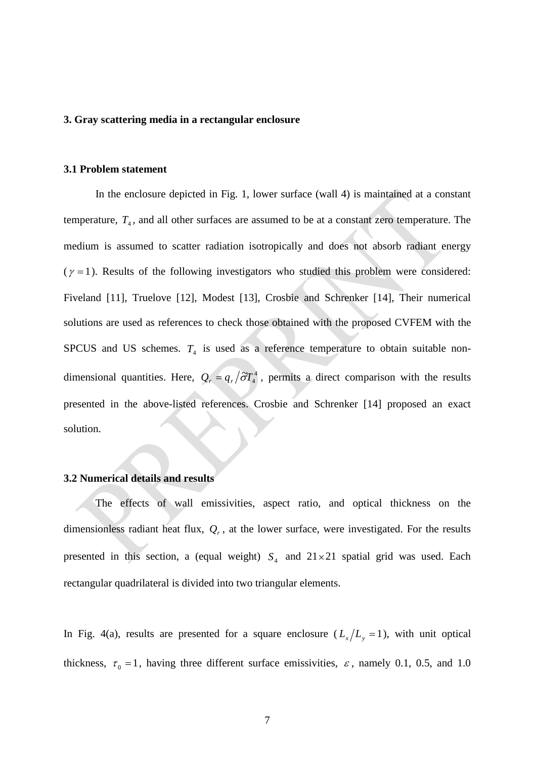## 3. Gray scattering media in a rectangular enclosure

### 3.1 Problem statement

In the enclosure depicted in Fig. 1, lower surface (wall 4) is maintained at a constant temperature, $T_4$, and all other surfaces are assumed to be at a constant zero temperature. The medium is assumed to scatter radiation isotropically and does not absorb radiant energy ($\gamma = 1$). Results of the following investigators who studied this problem were considered: Fiveland [11], Truelove [12], Modest [13], Crosbie and Schrenker [14], Their numerical solutions are used as references to check those obtained with the proposed CVFEM with the SPCUS and US schemes. $T_4$ is used as a reference temperature to obtain suitable non-dimensional quantities. Here, $Q_r = q_r / \tilde{\sigma} T_4^4$, permits a direct comparison with the results presented in the above-listed references. Crosbie and Schrenker [14] proposed an exact solution.

### 3.2 Numerical details and results

The effects of wall emissivities, aspect ratio, and optical thickness on the dimensionless radiant heat flux, $Q_r$, at the lower surface, were investigated. For the results presented in this section, a (equal weight) $S_4$ and $21 \times 21$ spatial grid was used. Each rectangular quadrilateral is divided into two triangular elements.

In Fig. 4(a), results are presented for a square enclosure ($L_x / L_y = 1$), with unit optical thickness, $\tau_0 = 1$, having three different surface emissivities, $\varepsilon$, namely 0.1, 0.5, and 1.0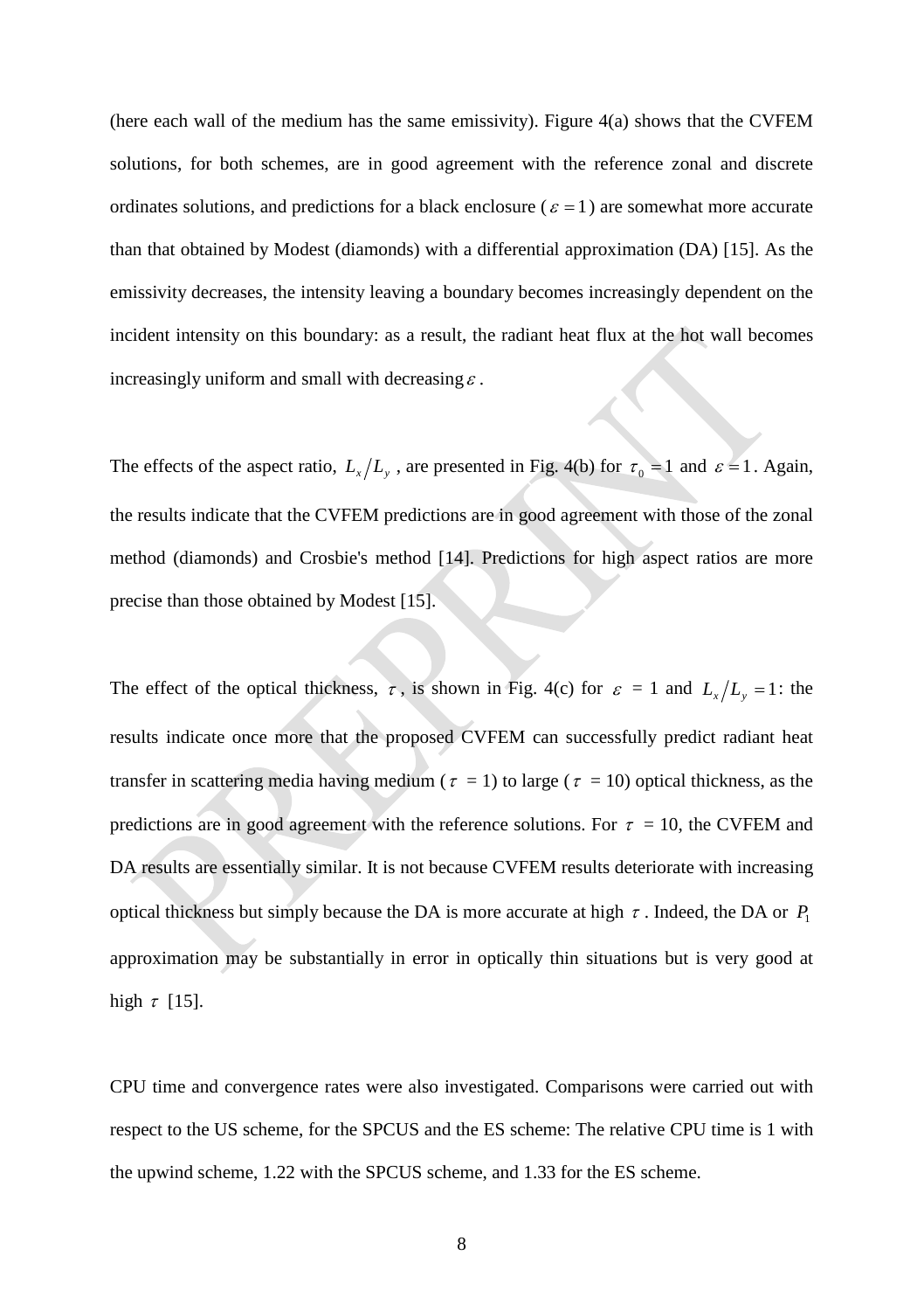(here each wall of the medium has the same emissivity). Figure 4(a) shows that the CVFEM solutions, for both schemes, are in good agreement with the reference zonal and discrete ordinates solutions, and predictions for a black enclosure ($\varepsilon = 1$) are somewhat more accurate than that obtained by Modest (diamonds) with a differential approximation (DA) [15]. As the emissivity decreases, the intensity leaving a boundary becomes increasingly dependent on the incident intensity on this boundary: as a result, the radiant heat flux at the hot wall becomes increasingly uniform and small with decreasing $\varepsilon$.

The effects of the aspect ratio, $L_x/L_y$, are presented in Fig. 4(b) for $\tau_0 = 1$ and $\varepsilon = 1$. Again, the results indicate that the CVFEM predictions are in good agreement with those of the zonal method (diamonds) and Crosbie's method [14]. Predictions for high aspect ratios are more precise than those obtained by Modest [15].

The effect of the optical thickness, $\tau$, is shown in Fig. 4(c) for $\varepsilon$ = 1 and $L_x/L_y = 1$: the results indicate once more that the proposed CVFEM can successfully predict radiant heat transfer in scattering media having medium ($\tau$ = 1) to large ($\tau$ = 10) optical thickness, as the predictions are in good agreement with the reference solutions. For $\tau$ = 10, the CVFEM and DA results are essentially similar. It is not because CVFEM results deteriorate with increasing optical thickness but simply because the DA is more accurate at high $\tau$. Indeed, the DA or $P_1$ approximation may be substantially in error in optically thin situations but is very good at high $\tau$ [15].

CPU time and convergence rates were also investigated. Comparisons were carried out with respect to the US scheme, for the SPCUS and the ES scheme: The relative CPU time is 1 with the upwind scheme, 1.22 with the SPCUS scheme, and 1.33 for the ES scheme.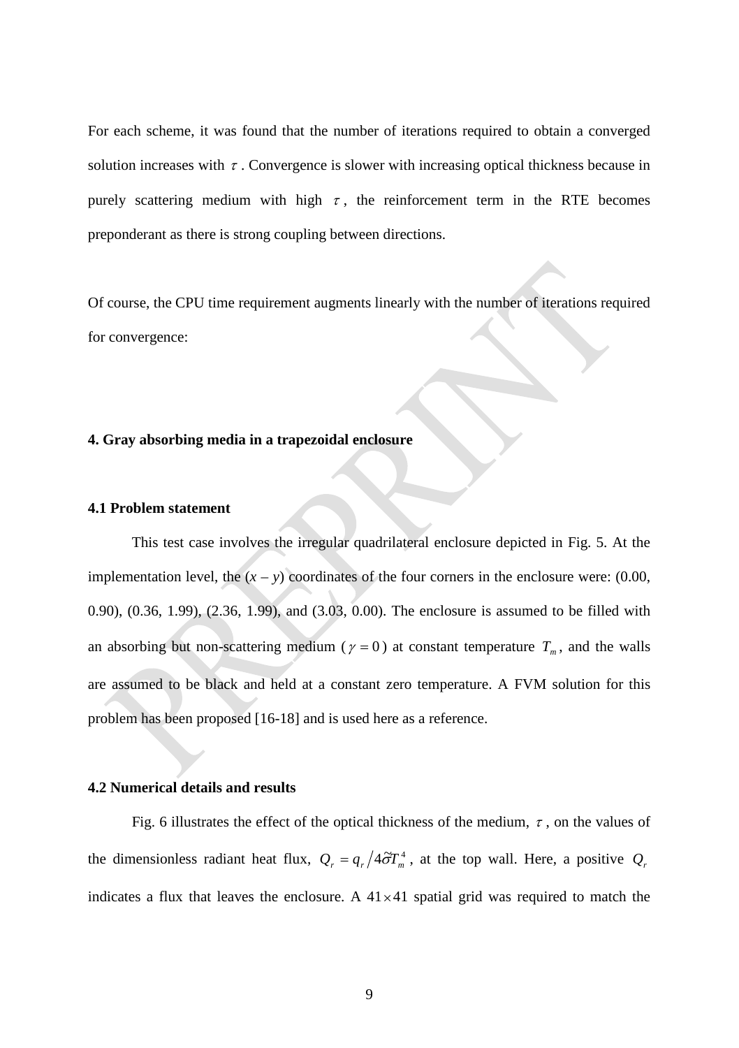For each scheme, it was found that the number of iterations required to obtain a converged solution increases with $\tau$. Convergence is slower with increasing optical thickness because in purely scattering medium with high $\tau$, the reinforcement term in the RTE becomes preponderant as there is strong coupling between directions.

Of course, the CPU time requirement augments linearly with the number of iterations required for convergence:

## 4. Gray absorbing media in a trapezoidal enclosure

### 4.1 Problem statement

This test case involves the irregular quadrilateral enclosure depicted in Fig. 5. At the implementation level, the ($x$ – $y$) coordinates of the four corners in the enclosure were: (0.00, 0.90), (0.36, 1.99), (2.36, 1.99), and (3.03, 0.00). The enclosure is assumed to be filled with an absorbing but non-scattering medium ($\gamma = 0$) at constant temperature $T_m$, and the walls are assumed to be black and held at a constant zero temperature. A FVM solution for this problem has been proposed [16-18] and is used here as a reference.

### 4.2 Numerical details and results

Fig. 6 illustrates the effect of the optical thickness of the medium, $\tau$, on the values of the dimensionless radiant heat flux, $Q_r = q_r / 4\tilde{\sigma} T_m^4$, at the top wall. Here, a positive $Q_r$ indicates a flux that leaves the enclosure. A $41 \times 41$ spatial grid was required to match the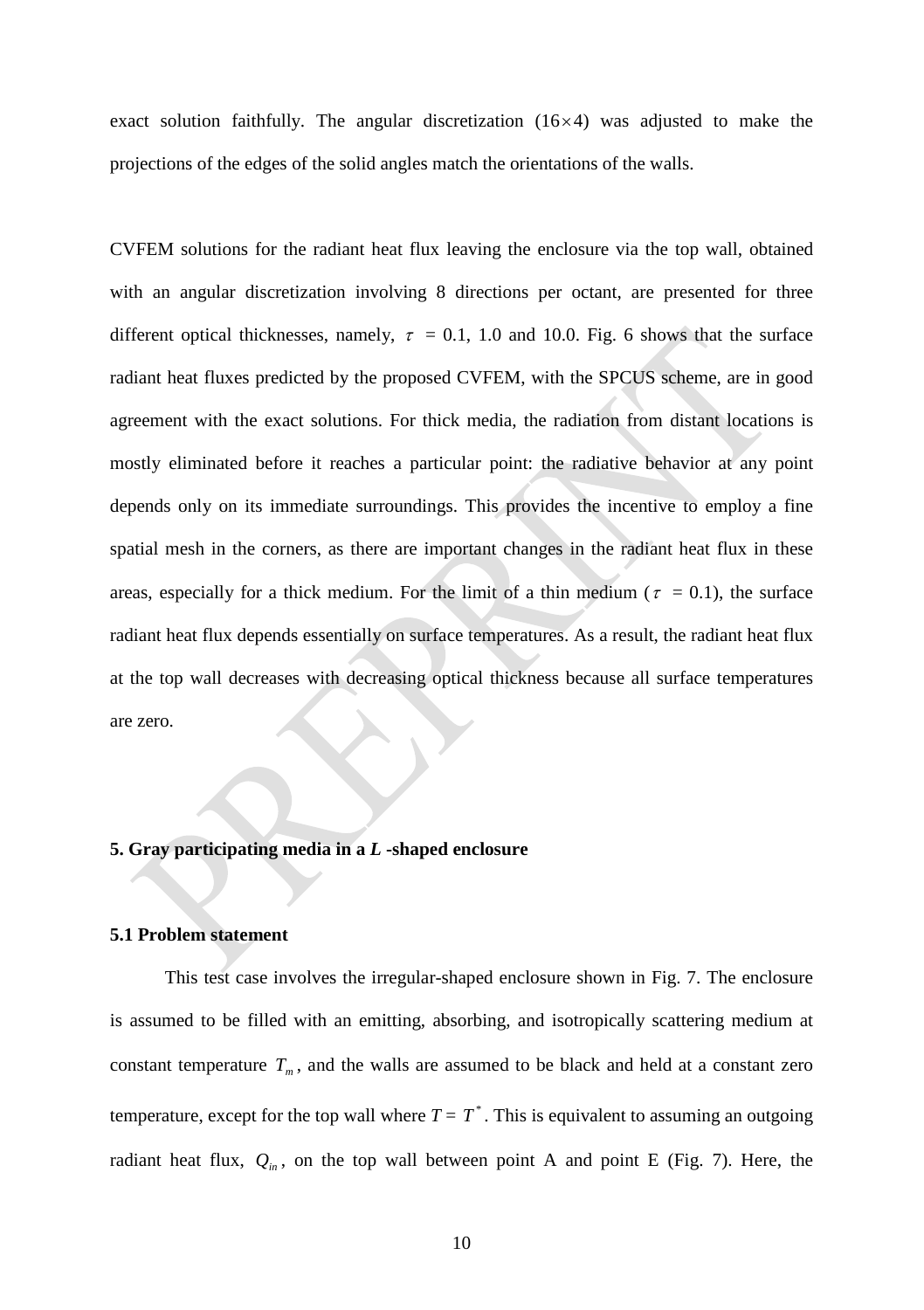exact solution faithfully. The angular discretization ($16\times 4$) was adjusted to make the projections of the edges of the solid angles match the orientations of the walls.

CVFEM solutions for the radiant heat flux leaving the enclosure via the top wall, obtained with an angular discretization involving 8 directions per octant, are presented for three different optical thicknesses, namely, $\tau$ = 0.1, 1.0 and 10.0. Fig. 6 shows that the surface radiant heat fluxes predicted by the proposed CVFEM, with the SPCUS scheme, are in good agreement with the exact solutions. For thick media, the radiation from distant locations is mostly eliminated before it reaches a particular point: the radiative behavior at any point depends only on its immediate surroundings. This provides the incentive to employ a fine spatial mesh in the corners, as there are important changes in the radiant heat flux in these areas, especially for a thick medium. For the limit of a thin medium ($\tau$ = 0.1), the surface radiant heat flux depends essentially on surface temperatures. As a result, the radiant heat flux at the top wall decreases with decreasing optical thickness because all surface temperatures are zero.

## 5. Gray participating media in a *L* -shaped enclosure

### 5.1 Problem statement

This test case involves the irregular-shaped enclosure shown in Fig. 7. The enclosure is assumed to be filled with an emitting, absorbing, and isotropically scattering medium at constant temperature $T_m$, and the walls are assumed to be black and held at a constant zero temperature, except for the top wall where $T = T^*$. This is equivalent to assuming an outgoing radiant heat flux, $Q_{in}$, on the top wall between point A and point E (Fig. 7). Here, the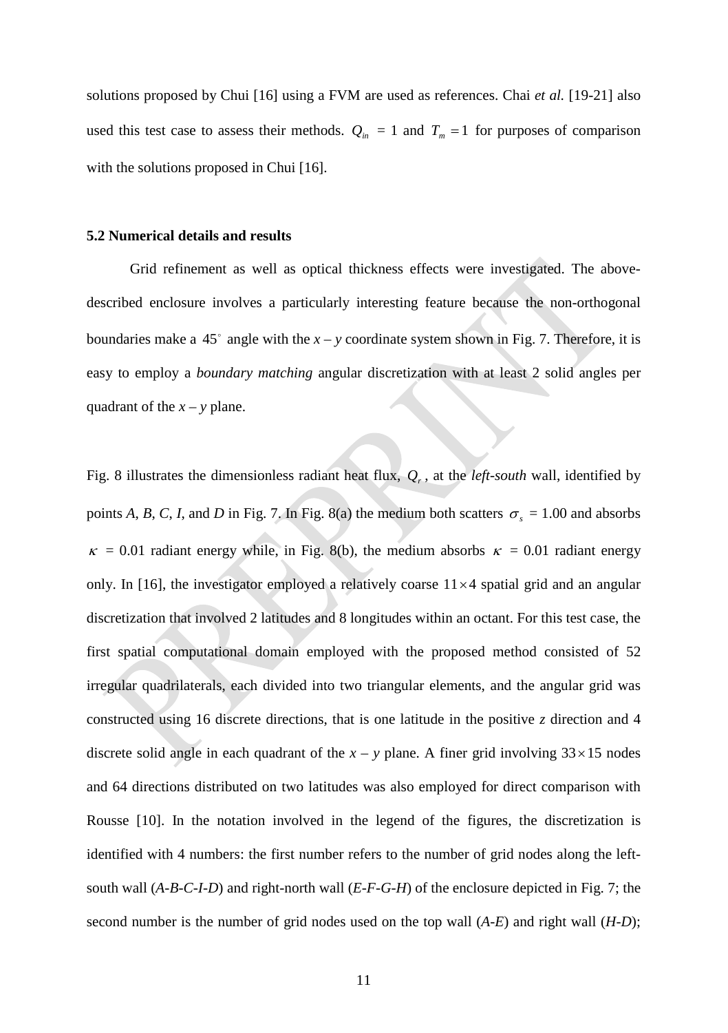solutions proposed by Chui [16] using a FVM are used as references. Chai *et al.* [19-21] also used this test case to assess their methods. $Q_{in}$ = 1 and $T_m = 1$ for purposes of comparison with the solutions proposed in Chui [16].

### 5.2 Numerical details and results

Grid refinement as well as optical thickness effects were investigated. The above-described enclosure involves a particularly interesting feature because the non-orthogonal boundaries make a $45^{\circ}$ angle with the *x* – *y* coordinate system shown in Fig. 7. Therefore, it is easy to employ a *boundary matching* angular discretization with at least 2 solid angles per quadrant of the *x* – *y* plane.

Fig. 8 illustrates the dimensionless radiant heat flux, $Q_r$, at the *left-south* wall, identified by points *A*, *B*, *C*, *I*, and *D* in Fig. 7. In Fig. 8(a) the medium both scatters $\sigma_s$ = 1.00 and absorbs $\kappa$ = 0.01 radiant energy while, in Fig. 8(b), the medium absorbs $\kappa$ = 0.01 radiant energy only. In [16], the investigator employed a relatively coarse $11 \times 4$ spatial grid and an angular discretization that involved 2 latitudes and 8 longitudes within an octant. For this test case, the first spatial computational domain employed with the proposed method consisted of 52 irregular quadrilaterals, each divided into two triangular elements, and the angular grid was constructed using 16 discrete directions, that is one latitude in the positive *z* direction and 4 discrete solid angle in each quadrant of the *x* – *y* plane. A finer grid involving $33 \times 15$ nodes and 64 directions distributed on two latitudes was also employed for direct comparison with Rousse [10]. In the notation involved in the legend of the figures, the discretization is identified with 4 numbers: the first number refers to the number of grid nodes along the left-south wall (*A-B-C-I-D*) and right-north wall (*E-F-G-H*) of the enclosure depicted in Fig. 7; the second number is the number of grid nodes used on the top wall (*A-E*) and right wall (*H-D*);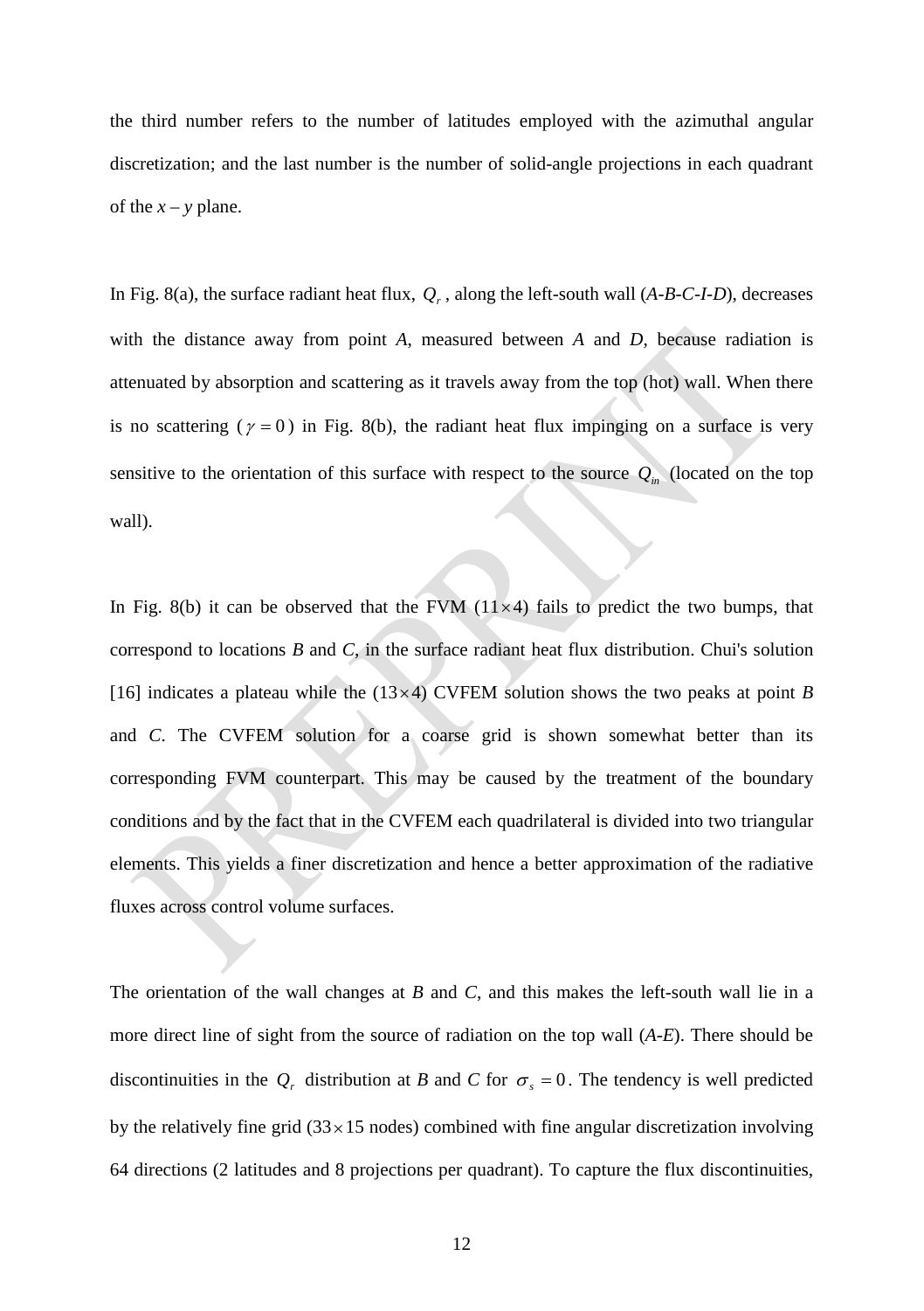the third number refers to the number of latitudes employed with the azimuthal angular discretization; and the last number is the number of solid-angle projections in each quadrant of the $x-y$ plane.

In Fig. 8(a), the surface radiant heat flux, $Q_r$, along the left-south wall (*A*-*B*-*C*-*I*-*D*), decreases with the distance away from point *A*, measured between *A* and *D*, because radiation is attenuated by absorption and scattering as it travels away from the top (hot) wall. When there is no scattering ($\gamma = 0$) in Fig. 8(b), the radiant heat flux impinging on a surface is very sensitive to the orientation of this surface with respect to the source $Q_{in}$ (located on the top wall).

In Fig. 8(b) it can be observed that the FVM ($11 \times 4$) fails to predict the two bumps, that correspond to locations *B* and *C*, in the surface radiant heat flux distribution. Chui's solution [16] indicates a plateau while the ($13 \times 4$) CVFEM solution shows the two peaks at point *B* and *C*. The CVFEM solution for a coarse grid is shown somewhat better than its corresponding FVM counterpart. This may be caused by the treatment of the boundary conditions and by the fact that in the CVFEM each quadrilateral is divided into two triangular elements. This yields a finer discretization and hence a better approximation of the radiative fluxes across control volume surfaces.

The orientation of the wall changes at *B* and *C*, and this makes the left-south wall lie in a more direct line of sight from the source of radiation on the top wall (*A*-*E*). There should be discontinuities in the $Q_r$ distribution at *B* and *C* for $\sigma_s = 0$. The tendency is well predicted by the relatively fine grid ($33 \times 15$ nodes) combined with fine angular discretization involving 64 directions (2 latitudes and 8 projections per quadrant). To capture the flux discontinuities,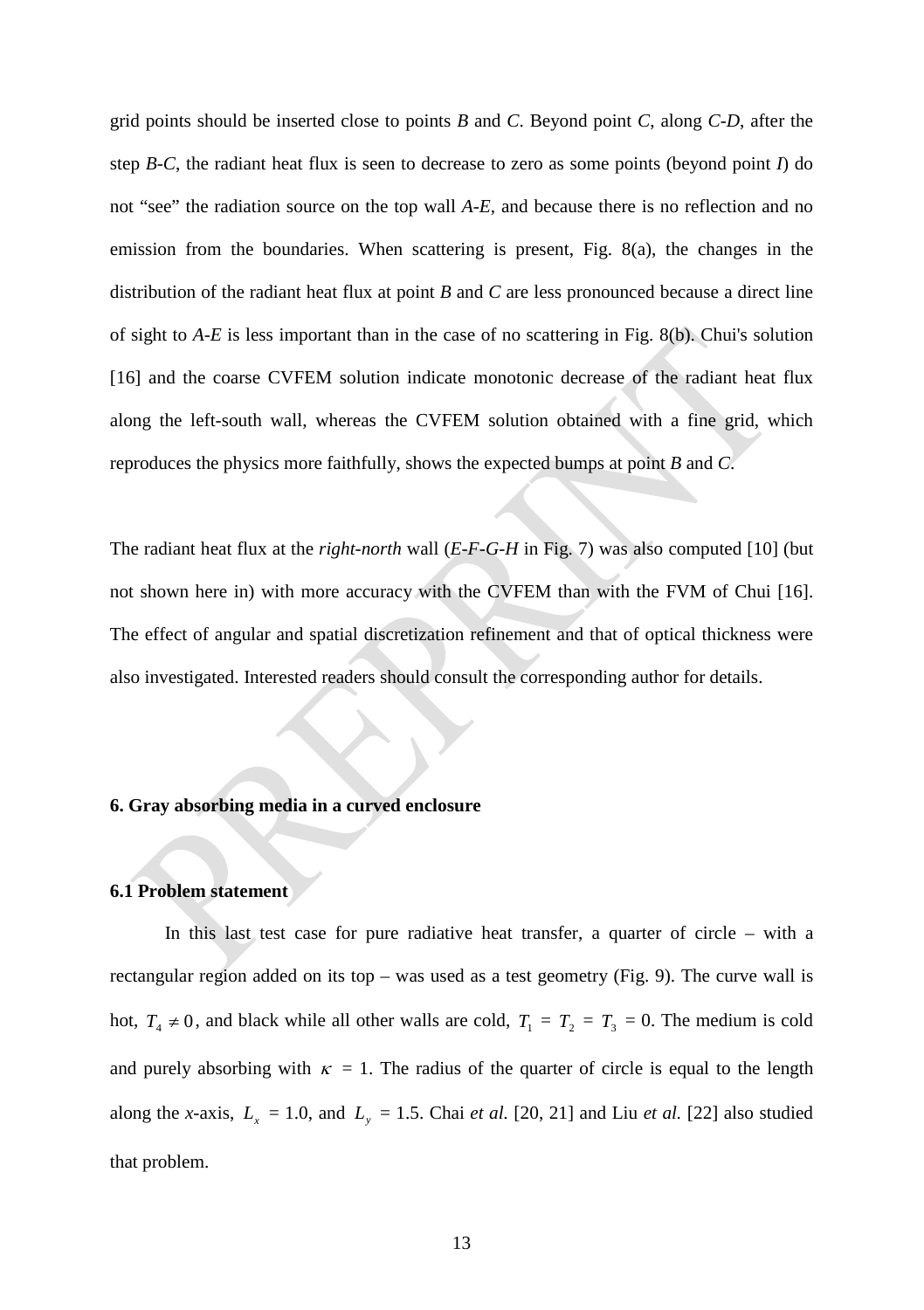grid points should be inserted close to points *B* and *C*. Beyond point *C*, along *C-D*, after the step *B-C*, the radiant heat flux is seen to decrease to zero as some points (beyond point *I*) do not "see" the radiation source on the top wall *A-E*, and because there is no reflection and no emission from the boundaries. When scattering is present, Fig. 8(a), the changes in the distribution of the radiant heat flux at point *B* and *C* are less pronounced because a direct line of sight to *A-E* is less important than in the case of no scattering in Fig. 8(b). Chui's solution [16] and the coarse CVFEM solution indicate monotonic decrease of the radiant heat flux along the left-south wall, whereas the CVFEM solution obtained with a fine grid, which reproduces the physics more faithfully, shows the expected bumps at point *B* and *C*.

The radiant heat flux at the *right-north* wall (*E-F-G-H* in Fig. 7) was also computed [10] (but not shown here in) with more accuracy with the CVFEM than with the FVM of Chui [16]. The effect of angular and spatial discretization refinement and that of optical thickness were also investigated. Interested readers should consult the corresponding author for details.

## 6. Gray absorbing media in a curved enclosure

### 6.1 Problem statement

In this last test case for pure radiative heat transfer, a quarter of circle – with a rectangular region added on its top – was used as a test geometry (Fig. 9). The curve wall is hot, $T_4 \neq 0$, and black while all other walls are cold, $T_1 = T_2 = T_3 = 0$. The medium is cold and purely absorbing with $\kappa = 1$. The radius of the quarter of circle is equal to the length along the *x*-axis, $L_x = 1.0$, and $L_y = 1.5$. Chai *et al.* [20, 21] and Liu *et al.* [22] also studied that problem.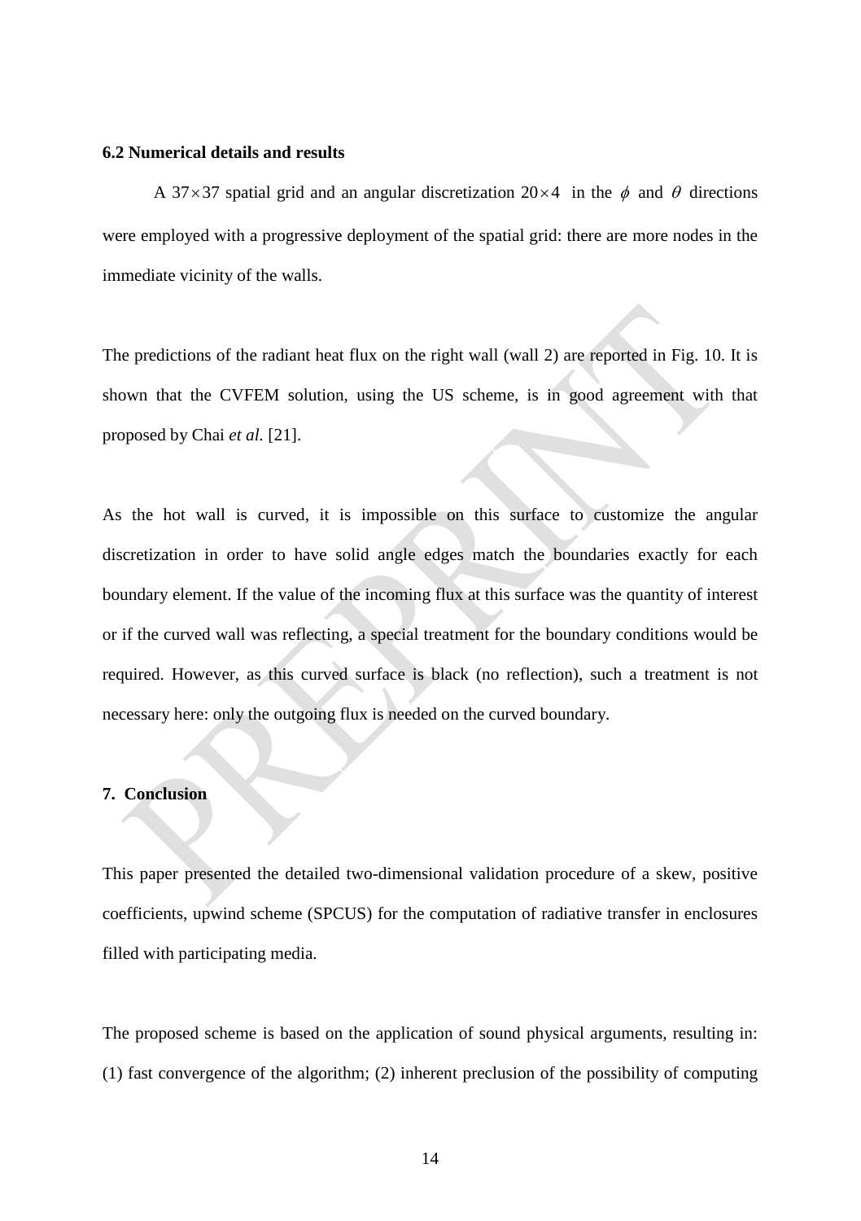### 6.2 Numerical details and results

A $37 \times 37$ spatial grid and an angular discretization $20 \times 4$ in the $\phi$ and $\theta$ directions were employed with a progressive deployment of the spatial grid: there are more nodes in the immediate vicinity of the walls.

The predictions of the radiant heat flux on the right wall (wall 2) are reported in Fig. 10. It is shown that the CVFEM solution, using the US scheme, is in good agreement with that proposed by Chai *et al.* [21].

As the hot wall is curved, it is impossible on this surface to customize the angular discretization in order to have solid angle edges match the boundaries exactly for each boundary element. If the value of the incoming flux at this surface was the quantity of interest or if the curved wall was reflecting, a special treatment for the boundary conditions would be required. However, as this curved surface is black (no reflection), such a treatment is not necessary here: only the outgoing flux is needed on the curved boundary.

## 7. Conclusion

This paper presented the detailed two-dimensional validation procedure of a skew, positive coefficients, upwind scheme (SPCUS) for the computation of radiative transfer in enclosures filled with participating media.

The proposed scheme is based on the application of sound physical arguments, resulting in: (1) fast convergence of the algorithm; (2) inherent preclusion of the possibility of computing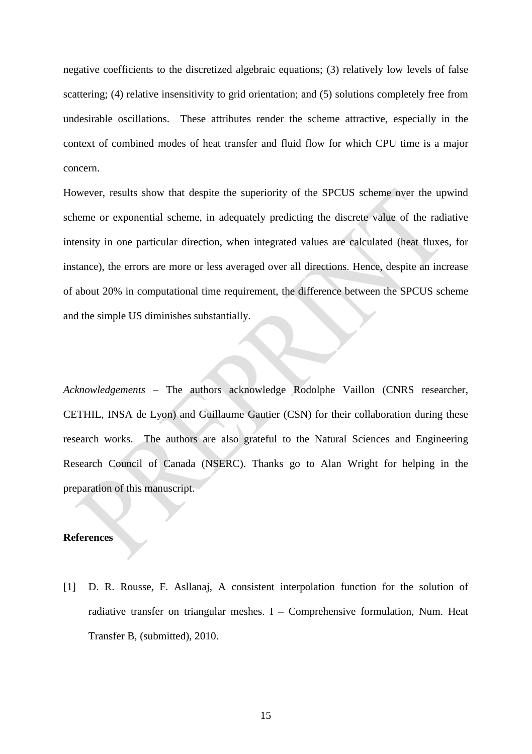negative coefficients to the discretized algebraic equations; (3) relatively low levels of false scattering; (4) relative insensitivity to grid orientation; and (5) solutions completely free from undesirable oscillations. These attributes render the scheme attractive, especially in the context of combined modes of heat transfer and fluid flow for which CPU time is a major concern.

However, results show that despite the superiority of the SPCUS scheme over the upwind scheme or exponential scheme, in adequately predicting the discrete value of the radiative intensity in one particular direction, when integrated values are calculated (heat fluxes, for instance), the errors are more or less averaged over all directions. Hence, despite an increase of about 20% in computational time requirement, the difference between the SPCUS scheme and the simple US diminishes substantially.

*Acknowledgements* – The authors acknowledge Rodolphe Vaillon (CNRS researcher, CETHIL, INSA de Lyon) and Guillaume Gautier (CSN) for their collaboration during these research works. The authors are also grateful to the Natural Sciences and Engineering Research Council of Canada (NSERC). Thanks go to Alan Wright for helping in the preparation of this manuscript.

**References**

[1] D. R. Rousse, F. Asllanaj, A consistent interpolation function for the solution of radiative transfer on triangular meshes. I – Comprehensive formulation, Num. Heat Transfer B, (submitted), 2010.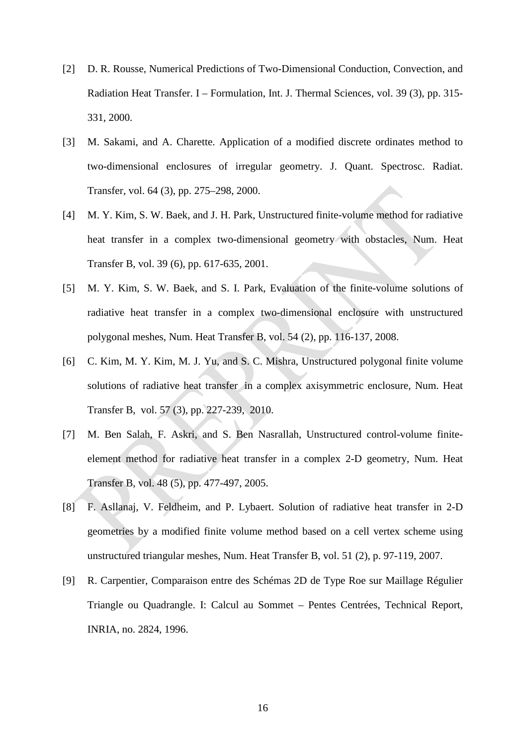[2] D. R. Rousse, Numerical Predictions of Two-Dimensional Conduction, Convection, and Radiation Heat Transfer. I – Formulation, Int. J. Thermal Sciences, vol. 39 (3), pp. 315-331, 2000.

[3] M. Sakami, and A. Charette. Application of a modified discrete ordinates method to two-dimensional enclosures of irregular geometry. J. Quant. Spectrosc. Radiat. Transfer, vol. 64 (3), pp. 275–298, 2000.

[4] M. Y. Kim, S. W. Baek, and J. H. Park, Unstructured finite-volume method for radiative heat transfer in a complex two-dimensional geometry with obstacles, Num. Heat Transfer B, vol. 39 (6), pp. 617-635, 2001.

[5] M. Y. Kim, S. W. Baek, and S. I. Park, Evaluation of the finite-volume solutions of radiative heat transfer in a complex two-dimensional enclosure with unstructured polygonal meshes, Num. Heat Transfer B, vol. 54 (2), pp. 116-137, 2008.

[6] C. Kim, M. Y. Kim, M. J. Yu, and S. C. Mishra, Unstructured polygonal finite volume solutions of radiative heat transfer in a complex axisymmetric enclosure, Num. Heat Transfer B, vol. 57 (3), pp. 227-239, 2010.

[7] M. Ben Salah, F. Askri, and S. Ben Nasrallah, Unstructured control-volume finite-element method for radiative heat transfer in a complex 2-D geometry, Num. Heat Transfer B, vol. 48 (5), pp. 477-497, 2005.

[8] F. Asllanaj, V. Feldheim, and P. Lybaert. Solution of radiative heat transfer in 2-D geometries by a modified finite volume method based on a cell vertex scheme using unstructured triangular meshes, Num. Heat Transfer B, vol. 51 (2), p. 97-119, 2007.

[9] R. Carpentier, Comparaison entre des Schémas 2D de Type Roe sur Maillage Régulier Triangle ou Quadrangle. I: Calcul au Sommet – Pentes Centrées, Technical Report, INRIA, no. 2824, 1996.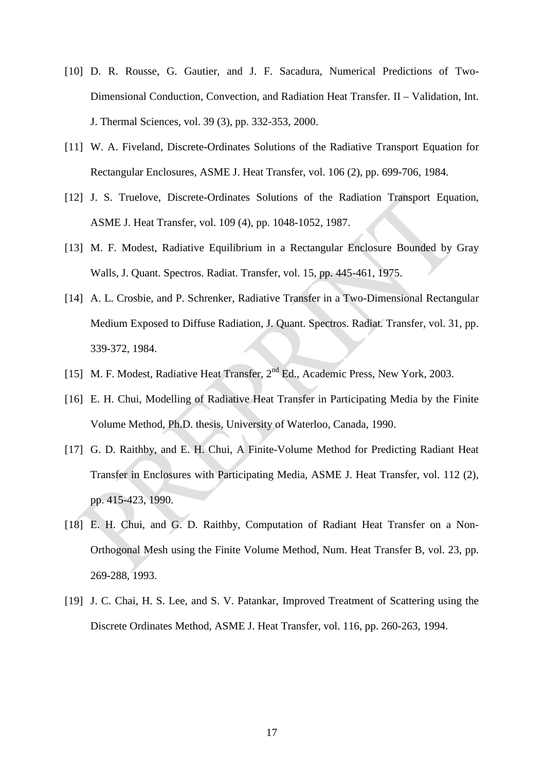[10] D. R. Rousse, G. Gautier, and J. F. Sacadura, Numerical Predictions of Two-Dimensional Conduction, Convection, and Radiation Heat Transfer. II – Validation, Int. J. Thermal Sciences, vol. 39 (3), pp. 332-353, 2000.

[11] W. A. Fiveland, Discrete-Ordinates Solutions of the Radiative Transport Equation for Rectangular Enclosures, ASME J. Heat Transfer, vol. 106 (2), pp. 699-706, 1984.

[12] J. S. Truelove, Discrete-Ordinates Solutions of the Radiation Transport Equation, ASME J. Heat Transfer, vol. 109 (4), pp. 1048-1052, 1987.

[13] M. F. Modest, Radiative Equilibrium in a Rectangular Enclosure Bounded by Gray Walls, J. Quant. Spectros. Radiat. Transfer, vol. 15, pp. 445-461, 1975.

[14] A. L. Crosbie, and P. Schrenker, Radiative Transfer in a Two-Dimensional Rectangular Medium Exposed to Diffuse Radiation, J. Quant. Spectros. Radiat. Transfer, vol. 31, pp. 339-372, 1984.

[15] M. F. Modest, Radiative Heat Transfer, 2nd Ed., Academic Press, New York, 2003.

[16] E. H. Chui, Modelling of Radiative Heat Transfer in Participating Media by the Finite Volume Method, Ph.D. thesis, University of Waterloo, Canada, 1990.

[17] G. D. Raithby, and E. H. Chui, A Finite-Volume Method for Predicting Radiant Heat Transfer in Enclosures with Participating Media, ASME J. Heat Transfer, vol. 112 (2), pp. 415-423, 1990.

[18] E. H. Chui, and G. D. Raithby, Computation of Radiant Heat Transfer on a Non-Orthogonal Mesh using the Finite Volume Method, Num. Heat Transfer B, vol. 23, pp. 269-288, 1993.

[19] J. C. Chai, H. S. Lee, and S. V. Patankar, Improved Treatment of Scattering using the Discrete Ordinates Method, ASME J. Heat Transfer, vol. 116, pp. 260-263, 1994.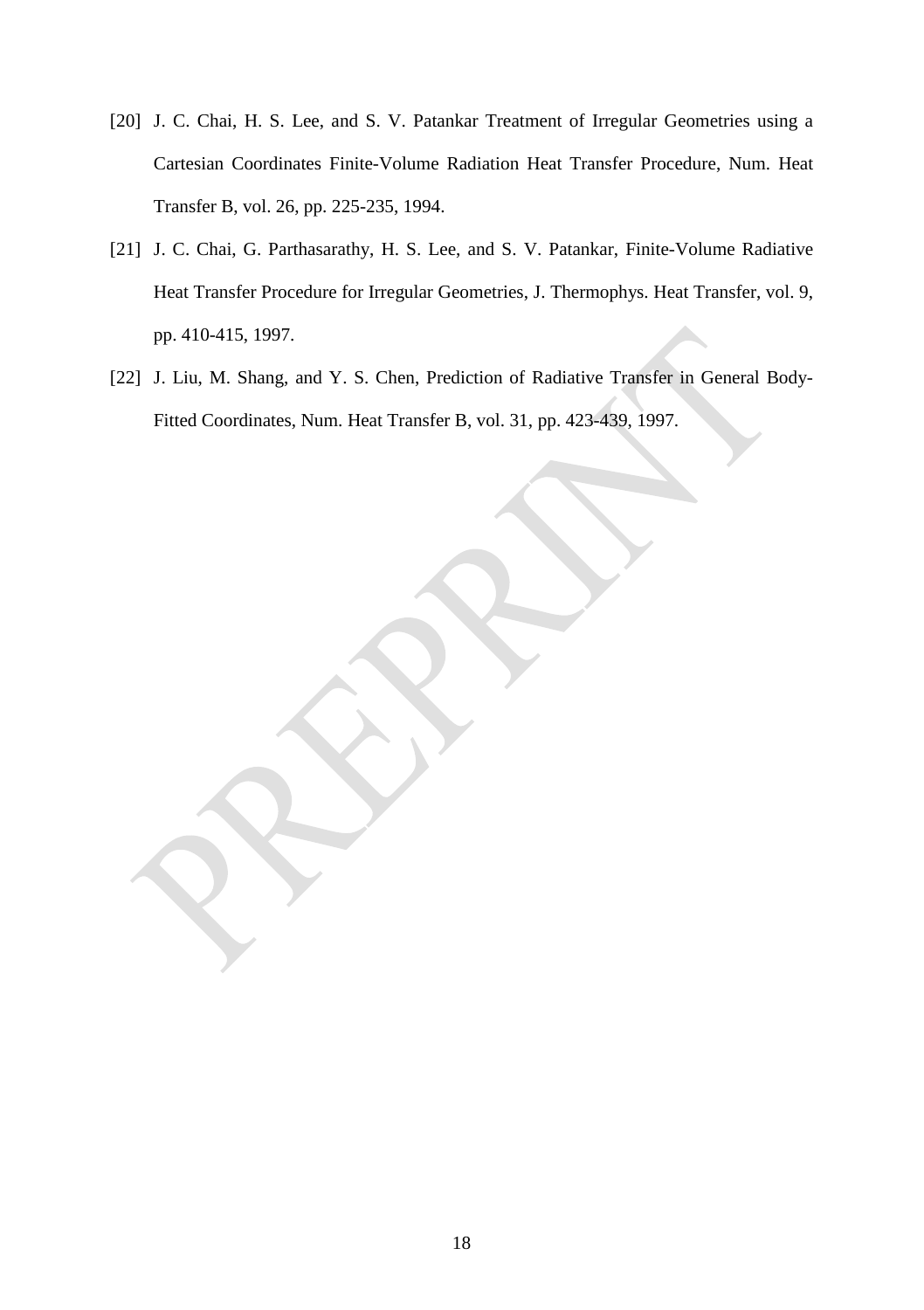[20] J. C. Chai, H. S. Lee, and S. V. Patankar Treatment of Irregular Geometries using a Cartesian Coordinates Finite-Volume Radiation Heat Transfer Procedure, Num. Heat Transfer B, vol. 26, pp. 225-235, 1994.

[21] J. C. Chai, G. Parthasarathy, H. S. Lee, and S. V. Patankar, Finite-Volume Radiative Heat Transfer Procedure for Irregular Geometries, J. Thermophys. Heat Transfer, vol. 9, pp. 410-415, 1997.

[22] J. Liu, M. Shang, and Y. S. Chen, Prediction of Radiative Transfer in General Body-Fitted Coordinates, Num. Heat Transfer B, vol. 31, pp. 423-439, 1997.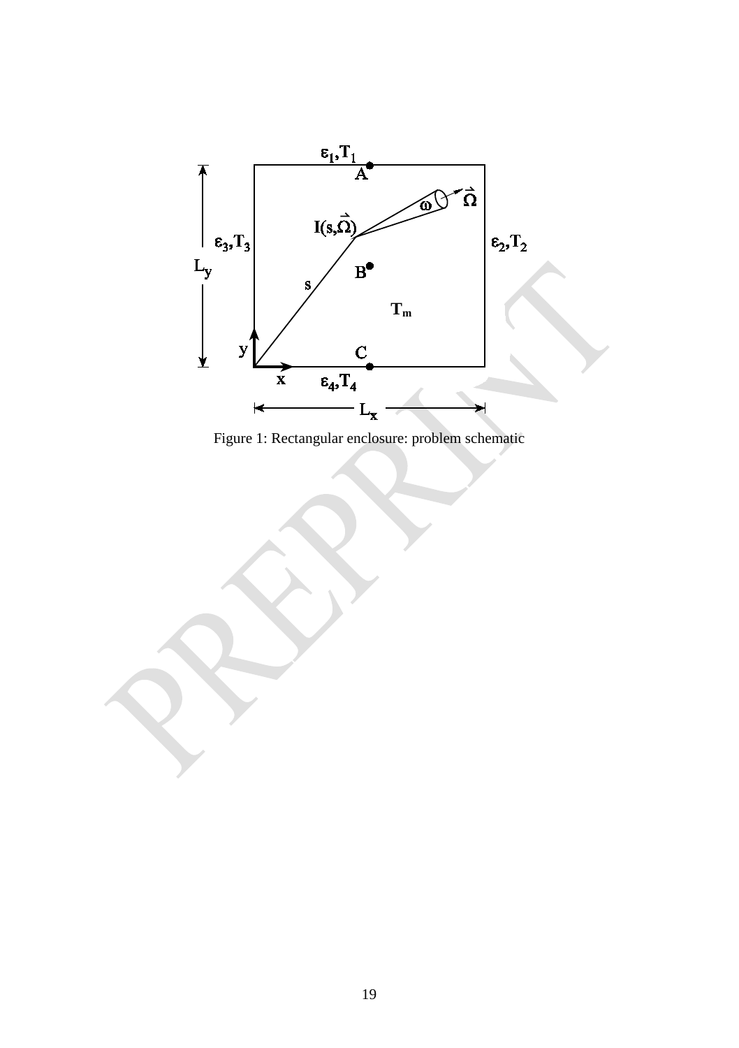Figure 1: Rectangular enclosure: problem schematic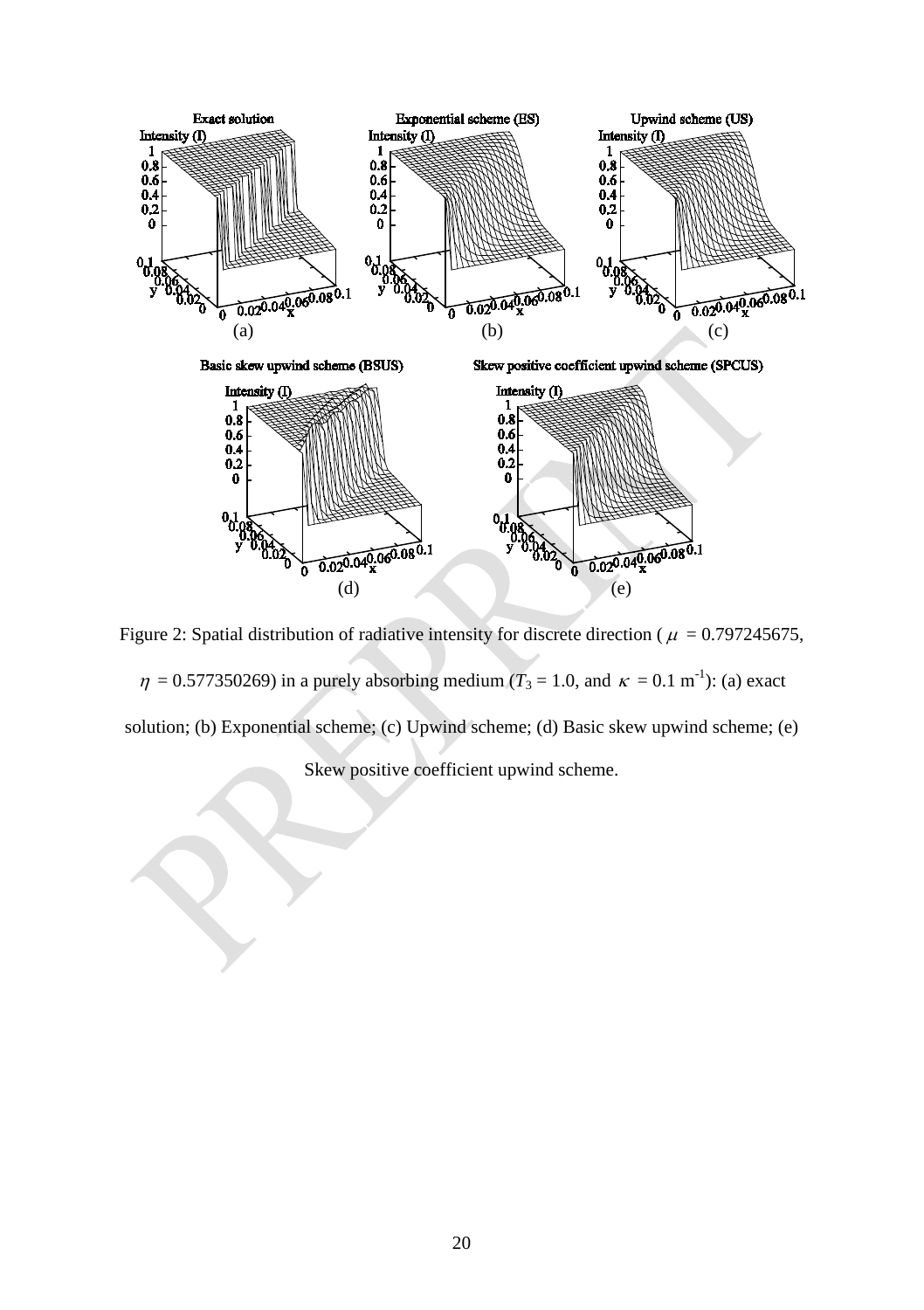Figure 2: Spatial distribution of radiative intensity for discrete direction ( $\mu$ = 0.797245675, $\eta$ = 0.577350269) in a purely absorbing medium ($T_3$ = 1.0, and $\kappa$ = 0.1 m$^{-1}$): (a) exact solution; (b) Exponential scheme; (c) Upwind scheme; (d) Basic skew upwind scheme; (e) Skew positive coefficient upwind scheme.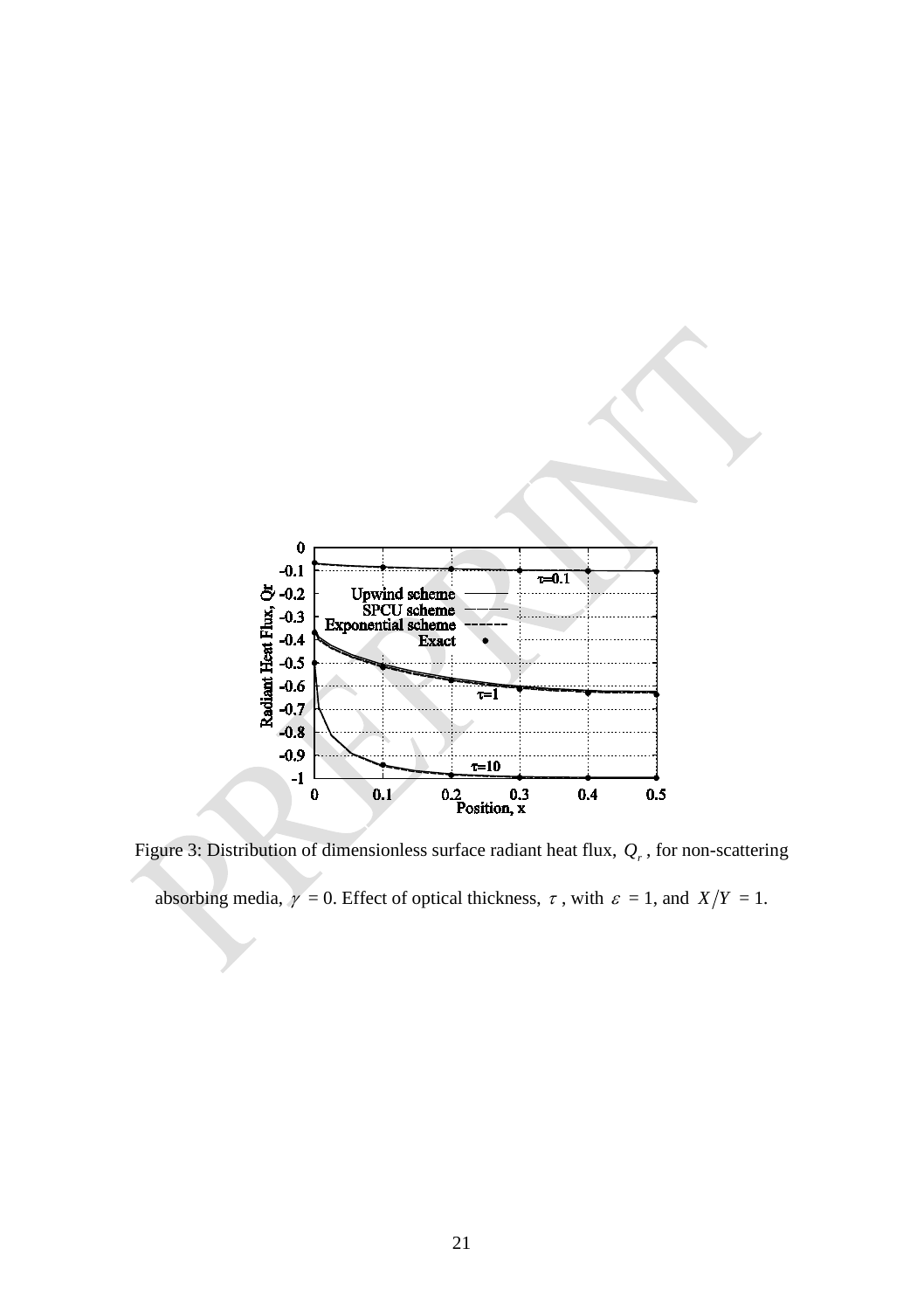Figure 3: Distribution of dimensionless surface radiant heat flux, $Q_r$, for non-scattering absorbing media, $\gamma$ = 0. Effect of optical thickness, $\tau$, with $\varepsilon$ = 1, and $X/Y$ = 1.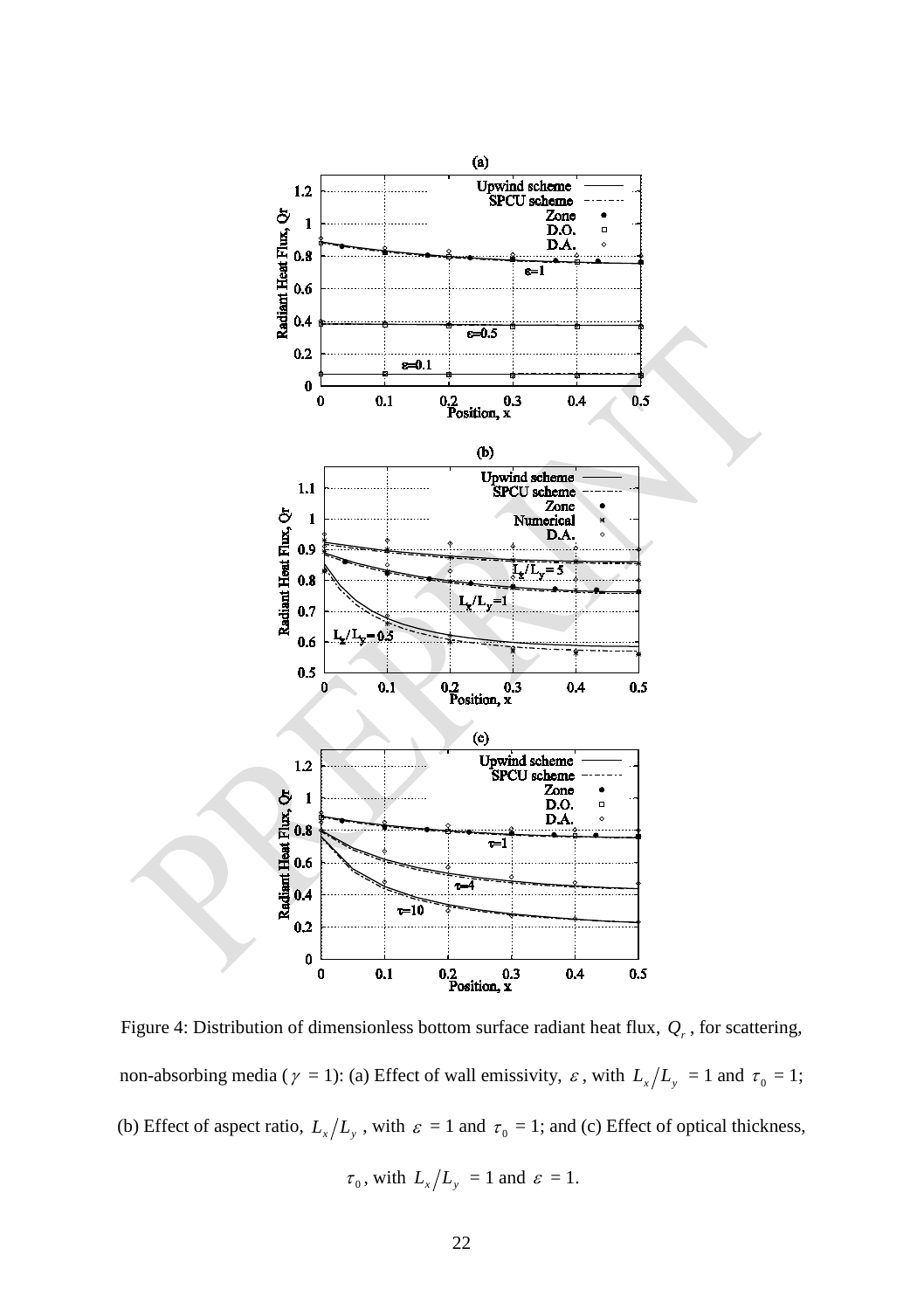Figure 4: Distribution of dimensionless bottom surface radiant heat flux, $Q_r$, for scattering, non-absorbing media ($\gamma$ = 1): (a) Effect of wall emissivity, $\varepsilon$, with $L_x/L_y$ = 1 and $\tau_0$ = 1; (b) Effect of aspect ratio, $L_x/L_y$, with $\varepsilon$ = 1 and $\tau_0$ = 1; and (c) Effect of optical thickness, $\tau_0$, with $L_x/L_y$ = 1 and $\varepsilon$ = 1.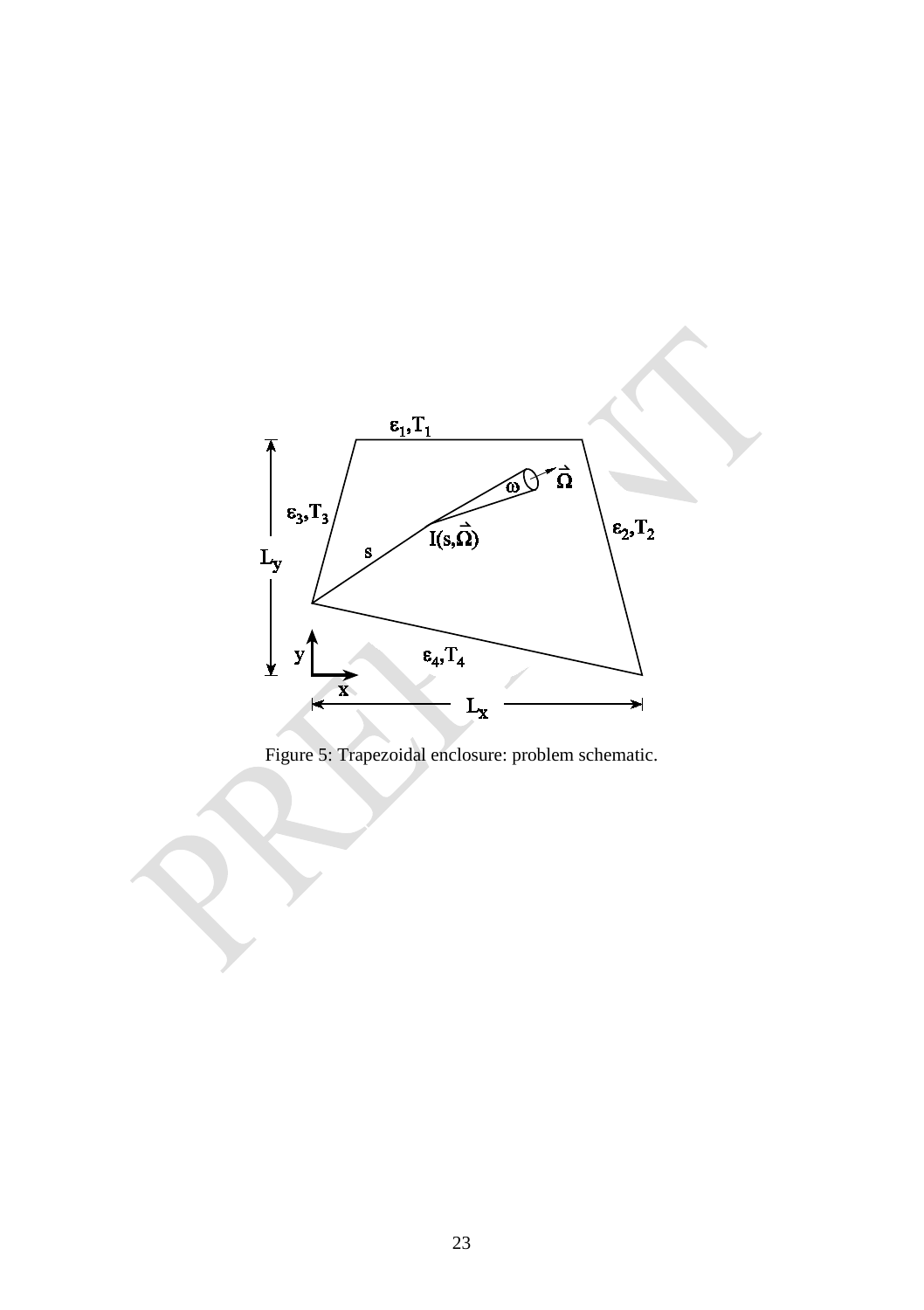Figure 5: Trapezoidal enclosure: problem schematic.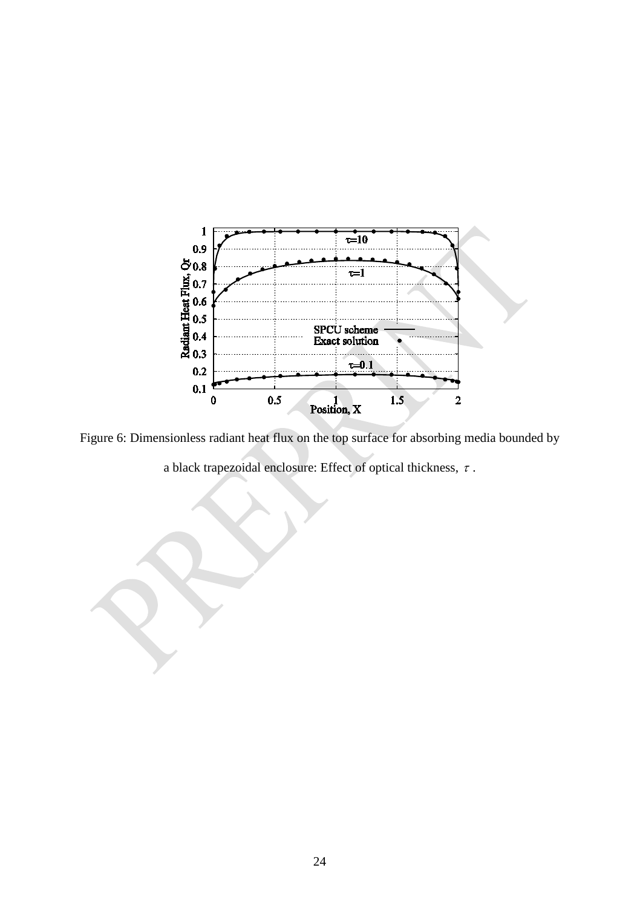Figure 6: Dimensionless radiant heat flux on the top surface for absorbing media bounded by a black trapezoidal enclosure: Effect of optical thickness, $\tau$.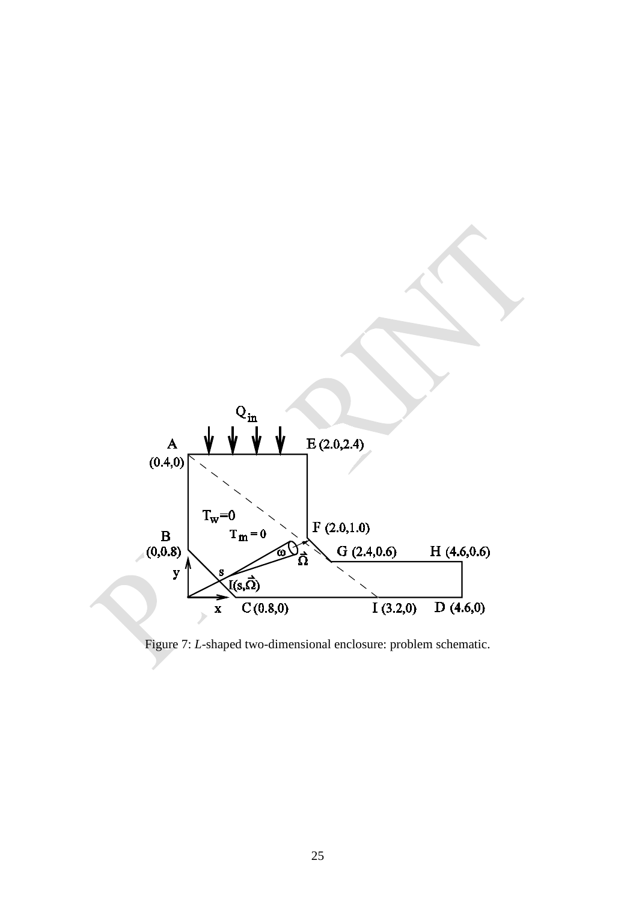Figure 7: *L*-shaped two-dimensional enclosure: problem schematic.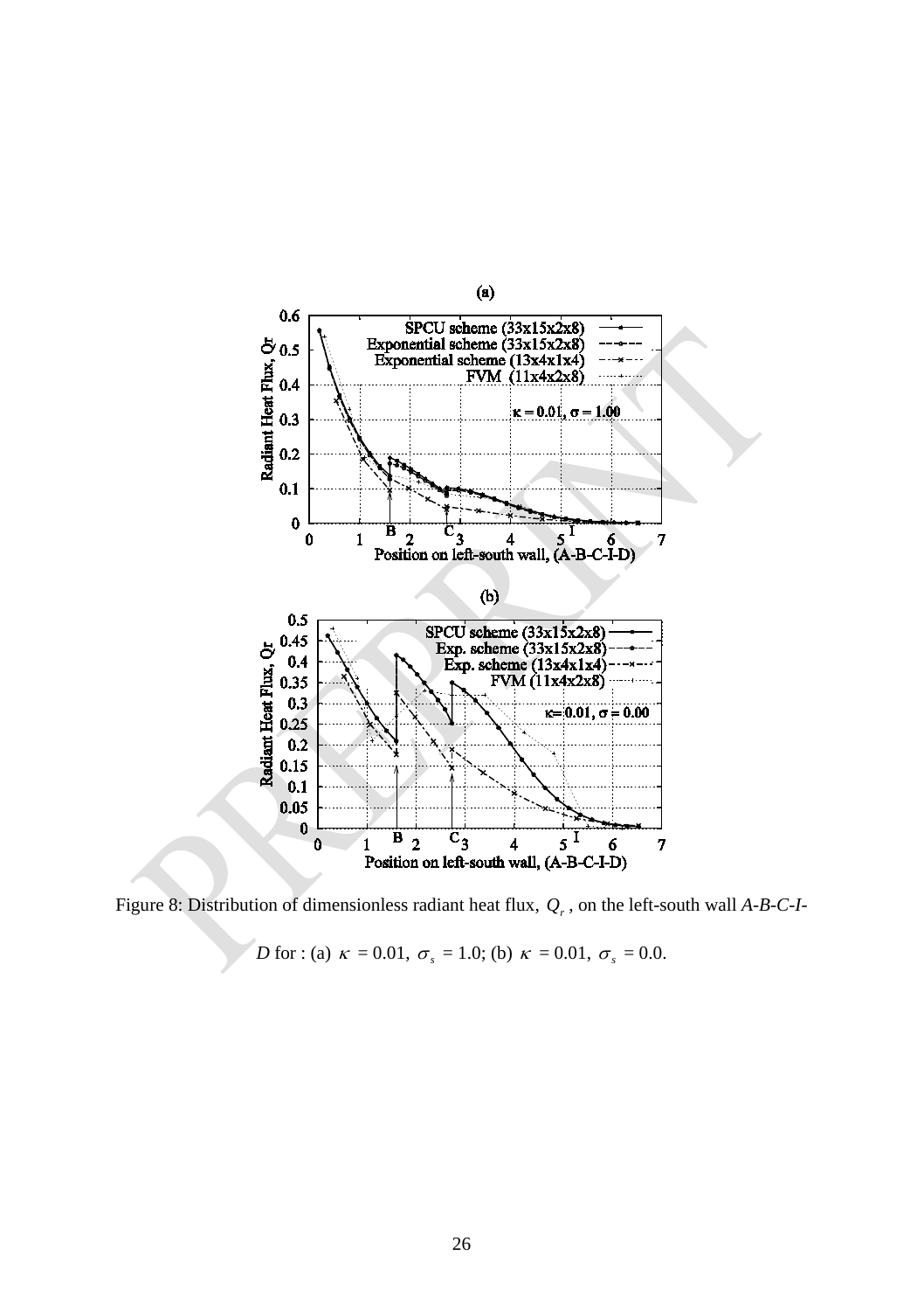Figure 8: Distribution of dimensionless radiant heat flux, $Q_r$, on the left-south wall *A-B-C-I-D* for : (a) $\kappa$ = 0.01, $\sigma_s$ = 1.0; (b) $\kappa$ = 0.01, $\sigma_s$ = 0.0.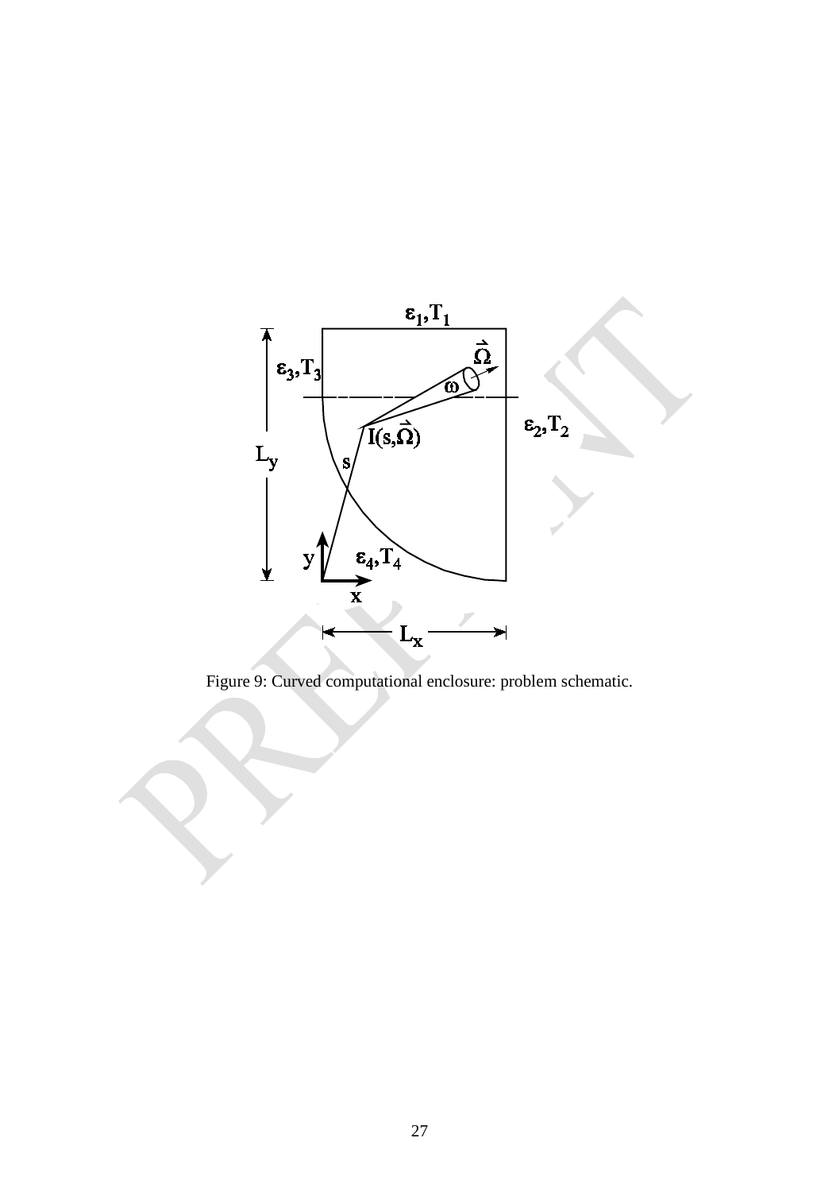Figure 9: Curved computational enclosure: problem schematic.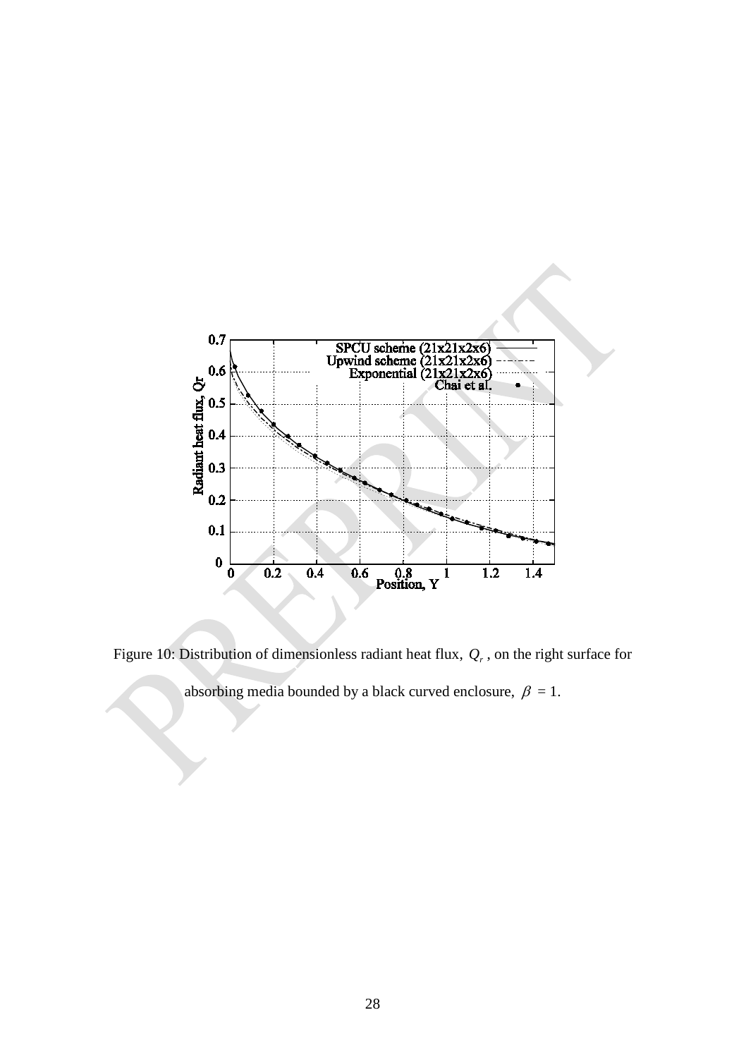0.7
0.6
0.5
0.4
0.3
0.2
0.1
0
Radiant heat flux, Qr

0 0.2 0.4 0.6 0.8 1 1.2 1.4
Position, Y

SPCU scheme (21x21x2x6)
Upwind scheme (21x21x2x6)
Exponential (21x21x2x6)
Chai et al.

Figure 10: Distribution of dimensionless radiant heat flux, $Q_r$, on the right surface for absorbing media bounded by a black curved enclosure, $\beta$ = 1.